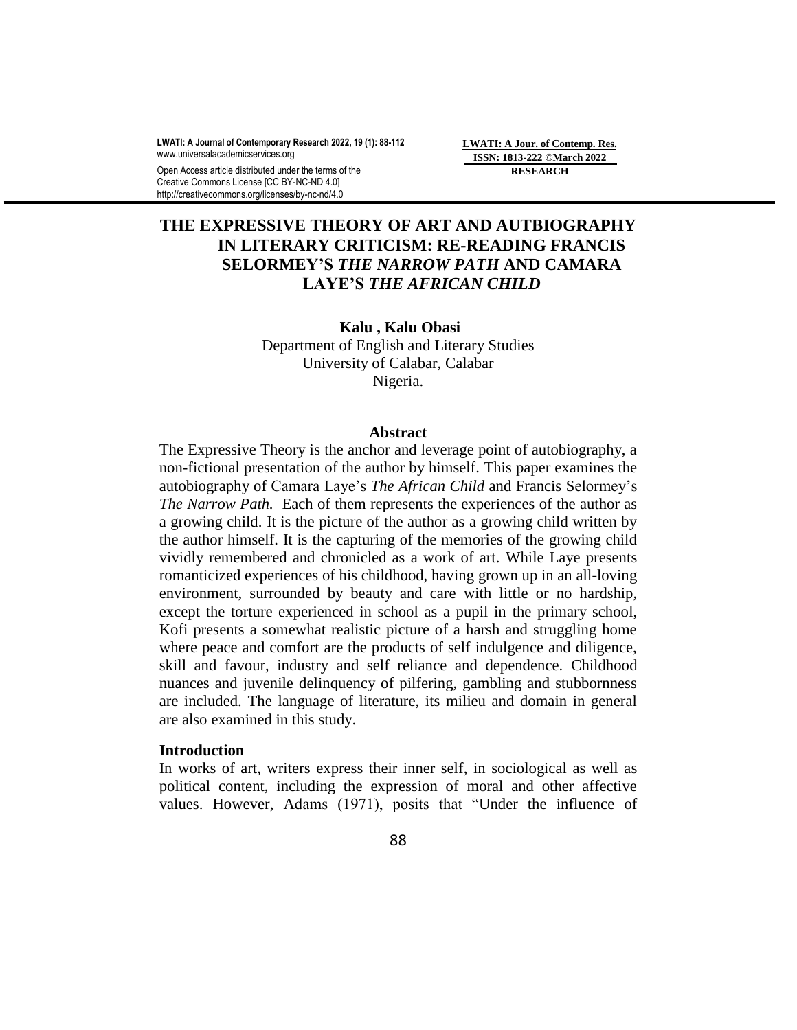# THE EXPRESSIVE THEORY OF ART AND AUTBIOGRAPHY IN LITERARY CRITICISM: RE-READING FRANCIS SELORMEY'S *THE NARROW PATH* AND CAMARA LAYE'S *THE AFRICAN CHILD*

**Kalu , Kalu Obasi**
Department of English and Literary Studies
University of Calabar, Calabar
Nigeria.

## Abstract

The Expressive Theory is the anchor and leverage point of autobiography, a non-fictional presentation of the author by himself. This paper examines the autobiography of Camara Laye's *The African Child* and Francis Selormey's *The Narrow Path.* Each of them represents the experiences of the author as a growing child. It is the picture of the author as a growing child written by the author himself. It is the capturing of the memories of the growing child vividly remembered and chronicled as a work of art. While Laye presents romanticized experiences of his childhood, having grown up in an all-loving environment, surrounded by beauty and care with little or no hardship, except the torture experienced in school as a pupil in the primary school, Kofi presents a somewhat realistic picture of a harsh and struggling home where peace and comfort are the products of self indulgence and diligence, skill and favour, industry and self reliance and dependence. Childhood nuances and juvenile delinquency of pilfering, gambling and stubbornness are included. The language of literature, its milieu and domain in general are also examined in this study.

## Introduction

In works of art, writers express their inner self, in sociological as well as political content, including the expression of moral and other affective values. However, Adams (1971), posits that "Under the influence of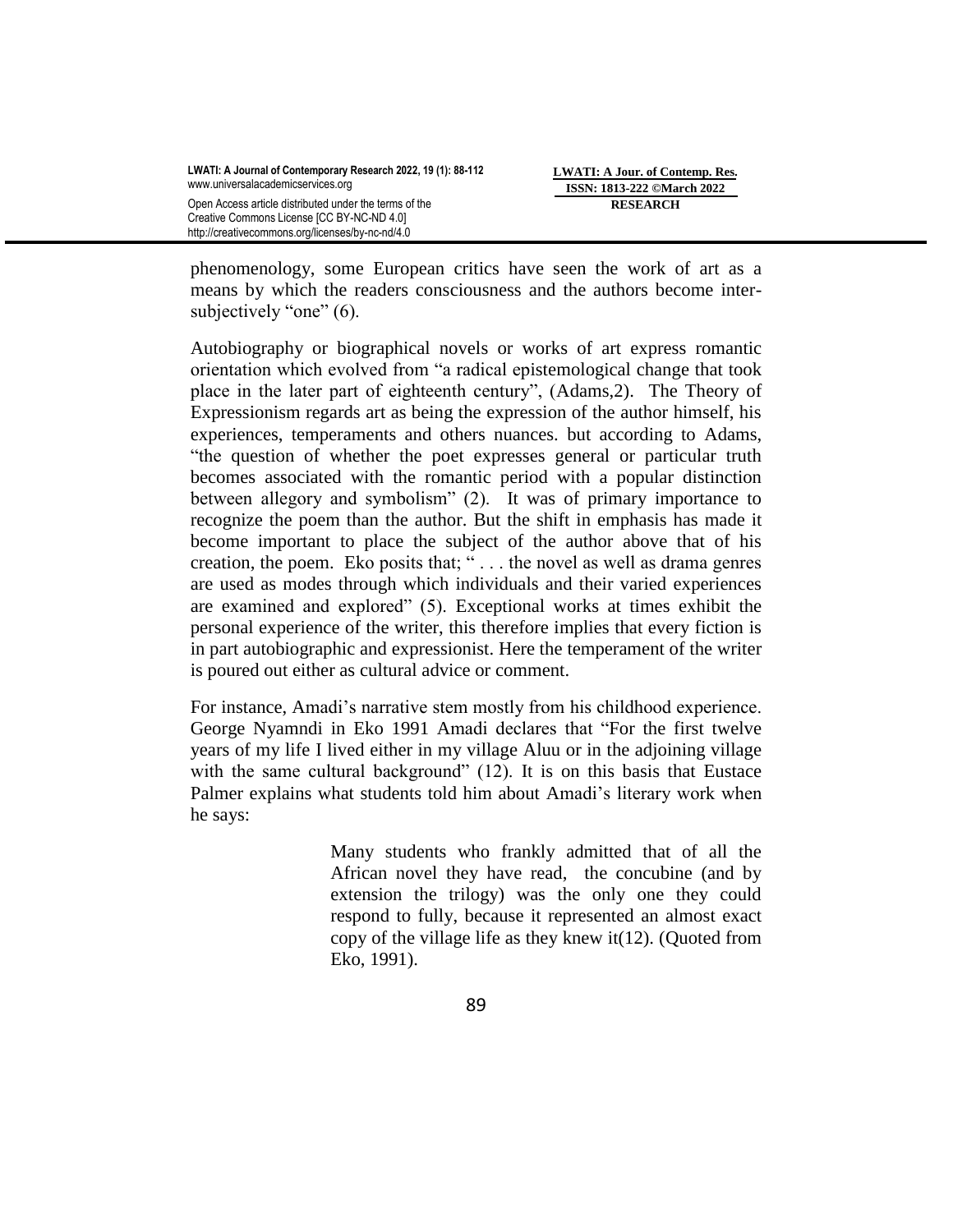phenomenology, some European critics have seen the work of art as a means by which the readers consciousness and the authors become inter-subjectively "one" (6).

Autobiography or biographical novels or works of art express romantic orientation which evolved from "a radical epistemological change that took place in the later part of eighteenth century", (Adams,2). The Theory of Expressionism regards art as being the expression of the author himself, his experiences, temperaments and others nuances. but according to Adams, "the question of whether the poet expresses general or particular truth becomes associated with the romantic period with a popular distinction between allegory and symbolism" (2). It was of primary importance to recognize the poem than the author. But the shift in emphasis has made it become important to place the subject of the author above that of his creation, the poem. Eko posits that; " . . . the novel as well as drama genres are used as modes through which individuals and their varied experiences are examined and explored" (5). Exceptional works at times exhibit the personal experience of the writer, this therefore implies that every fiction is in part autobiographic and expressionist. Here the temperament of the writer is poured out either as cultural advice or comment.

For instance, Amadi's narrative stem mostly from his childhood experience. George Nyamndi in Eko 1991 Amadi declares that "For the first twelve years of my life I lived either in my village Aluu or in the adjoining village with the same cultural background" (12). It is on this basis that Eustace Palmer explains what students told him about Amadi's literary work when he says:

> Many students who frankly admitted that of all the African novel they have read, the concubine (and by extension the trilogy) was the only one they could respond to fully, because it represented an almost exact copy of the village life as they knew it(12). (Quoted from Eko, 1991).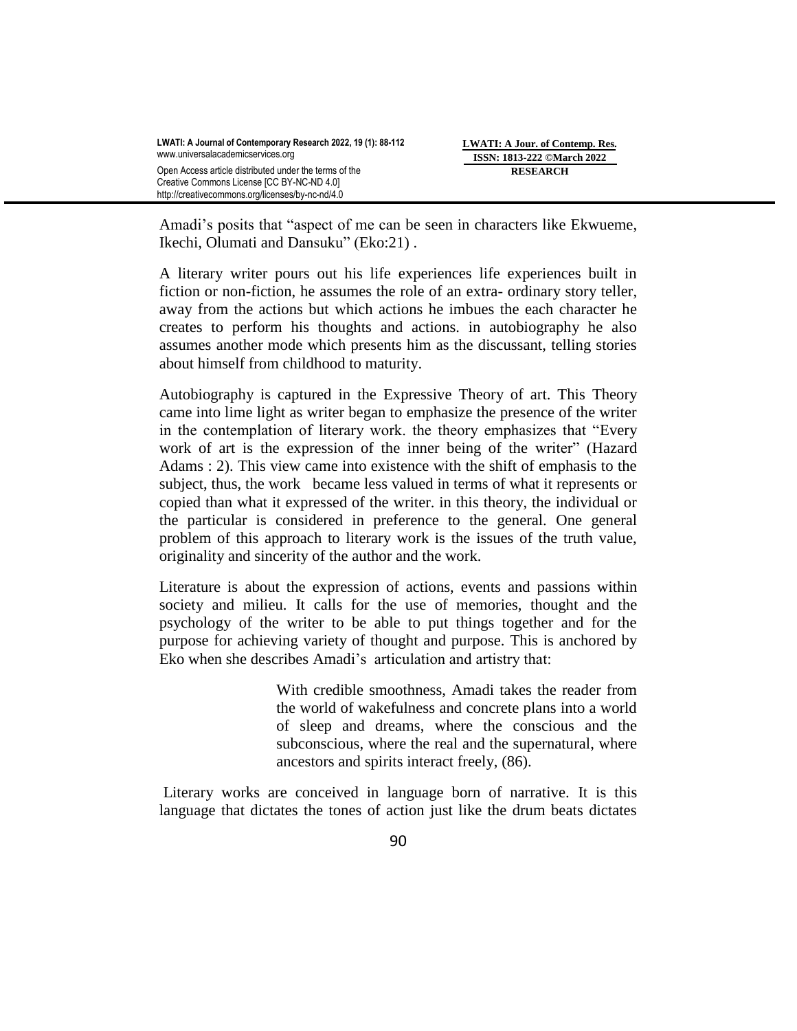Amadi's posits that "aspect of me can be seen in characters like Ekwueme, Ikechi, Olumati and Dansuku" (Eko:21) .

A literary writer pours out his life experiences life experiences built in fiction or non-fiction, he assumes the role of an extra- ordinary story teller, away from the actions but which actions he imbues the each character he creates to perform his thoughts and actions. in autobiography he also assumes another mode which presents him as the discussant, telling stories about himself from childhood to maturity.

Autobiography is captured in the Expressive Theory of art. This Theory came into lime light as writer began to emphasize the presence of the writer in the contemplation of literary work. the theory emphasizes that "Every work of art is the expression of the inner being of the writer" (Hazard Adams : 2). This view came into existence with the shift of emphasis to the subject, thus, the work became less valued in terms of what it represents or copied than what it expressed of the writer. in this theory, the individual or the particular is considered in preference to the general. One general problem of this approach to literary work is the issues of the truth value, originality and sincerity of the author and the work.

Literature is about the expression of actions, events and passions within society and milieu. It calls for the use of memories, thought and the psychology of the writer to be able to put things together and for the purpose for achieving variety of thought and purpose. This is anchored by Eko when she describes Amadi's articulation and artistry that:

> With credible smoothness, Amadi takes the reader from the world of wakefulness and concrete plans into a world of sleep and dreams, where the conscious and the subconscious, where the real and the supernatural, where ancestors and spirits interact freely, (86).

Literary works are conceived in language born of narrative. It is this language that dictates the tones of action just like the drum beats dictates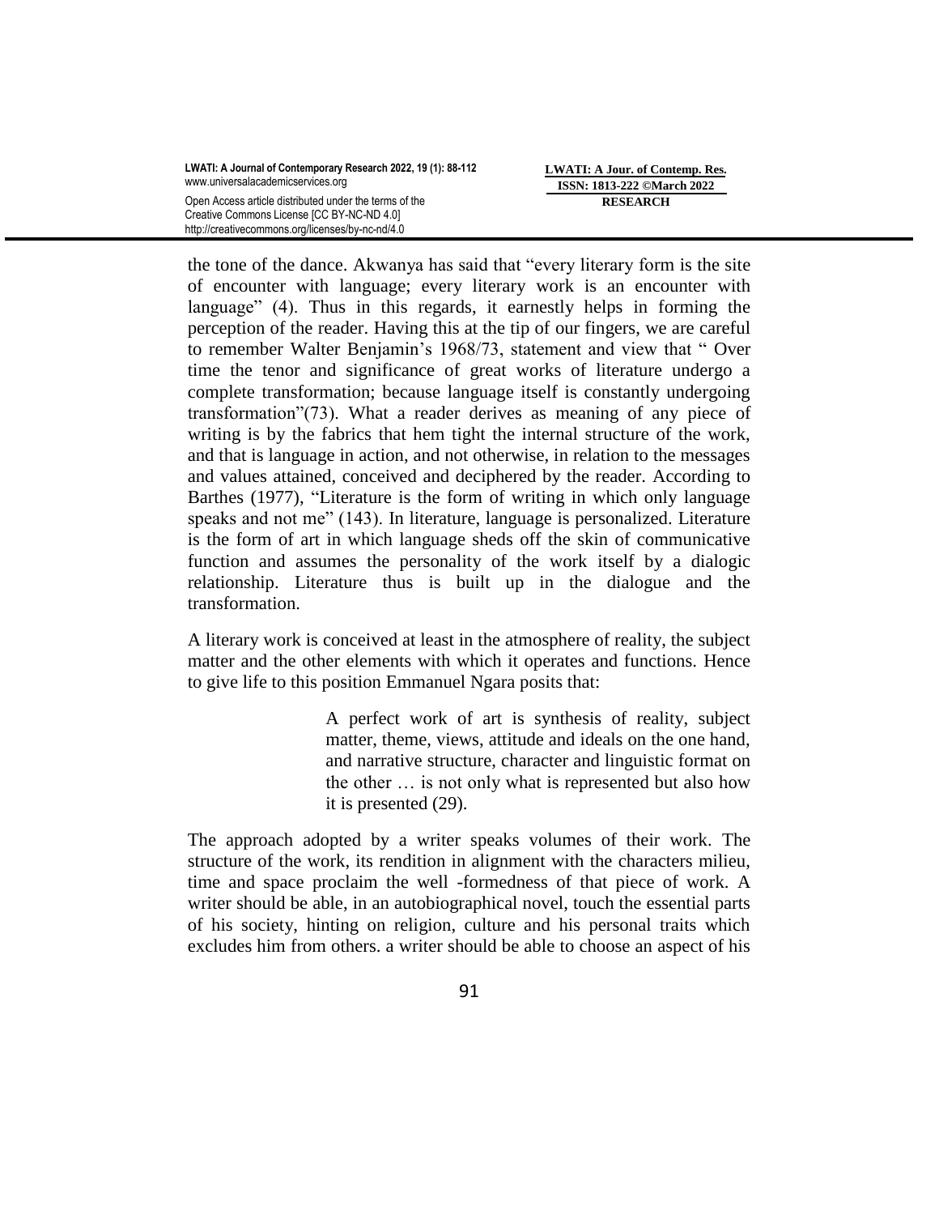the tone of the dance. Akwanya has said that "every literary form is the site of encounter with language; every literary work is an encounter with language" (4). Thus in this regards, it earnestly helps in forming the perception of the reader. Having this at the tip of our fingers, we are careful to remember Walter Benjamin's 1968/73, statement and view that " Over time the tenor and significance of great works of literature undergo a complete transformation; because language itself is constantly undergoing transformation"(73). What a reader derives as meaning of any piece of writing is by the fabrics that hem tight the internal structure of the work, and that is language in action, and not otherwise, in relation to the messages and values attained, conceived and deciphered by the reader. According to Barthes (1977), "Literature is the form of writing in which only language speaks and not me" (143). In literature, language is personalized. Literature is the form of art in which language sheds off the skin of communicative function and assumes the personality of the work itself by a dialogic relationship. Literature thus is built up in the dialogue and the transformation.

A literary work is conceived at least in the atmosphere of reality, the subject matter and the other elements with which it operates and functions. Hence to give life to this position Emmanuel Ngara posits that:

> A perfect work of art is synthesis of reality, subject matter, theme, views, attitude and ideals on the one hand, and narrative structure, character and linguistic format on the other … is not only what is represented but also how it is presented (29).

The approach adopted by a writer speaks volumes of their work. The structure of the work, its rendition in alignment with the characters milieu, time and space proclaim the well -formedness of that piece of work. A writer should be able, in an autobiographical novel, touch the essential parts of his society, hinting on religion, culture and his personal traits which excludes him from others. a writer should be able to choose an aspect of his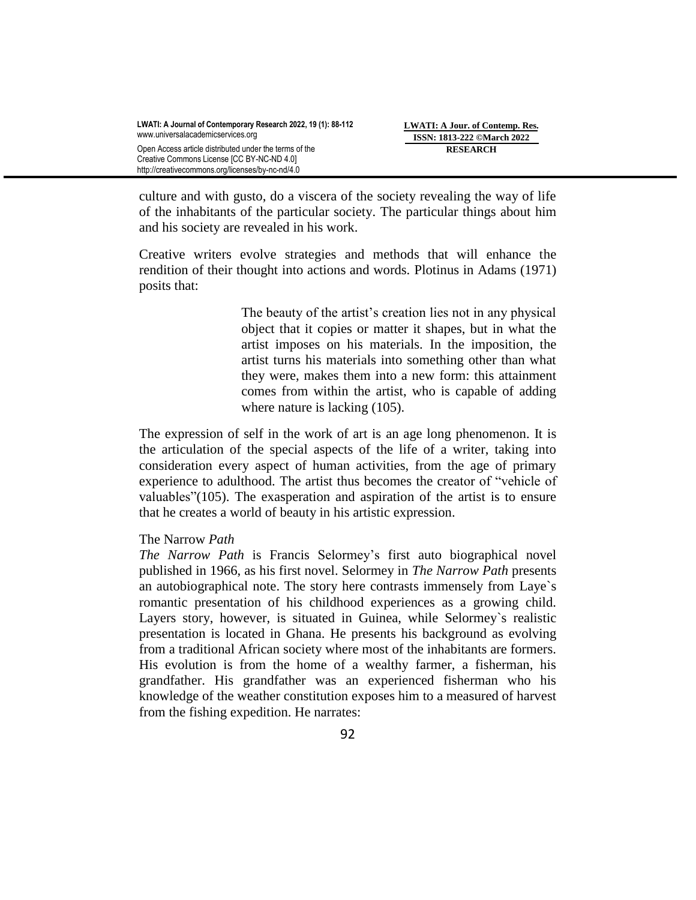culture and with gusto, do a viscera of the society revealing the way of life of the inhabitants of the particular society. The particular things about him and his society are revealed in his work.

Creative writers evolve strategies and methods that will enhance the rendition of their thought into actions and words. Plotinus in Adams (1971) posits that:

> The beauty of the artist's creation lies not in any physical object that it copies or matter it shapes, but in what the artist imposes on his materials. In the imposition, the artist turns his materials into something other than what they were, makes them into a new form: this attainment comes from within the artist, who is capable of adding where nature is lacking (105).

The expression of self in the work of art is an age long phenomenon. It is the articulation of the special aspects of the life of a writer, taking into consideration every aspect of human activities, from the age of primary experience to adulthood. The artist thus becomes the creator of "vehicle of valuables"(105). The exasperation and aspiration of the artist is to ensure that he creates a world of beauty in his artistic expression.

### The Narrow *Path*

*The Narrow Path* is Francis Selormey's first auto biographical novel published in 1966, as his first novel. Selormey in *The Narrow Path* presents an autobiographical note. The story here contrasts immensely from Laye`s romantic presentation of his childhood experiences as a growing child. Layers story, however, is situated in Guinea, while Selormey`s realistic presentation is located in Ghana. He presents his background as evolving from a traditional African society where most of the inhabitants are formers. His evolution is from the home of a wealthy farmer, a fisherman, his grandfather. His grandfather was an experienced fisherman who his knowledge of the weather constitution exposes him to a measured of harvest from the fishing expedition. He narrates: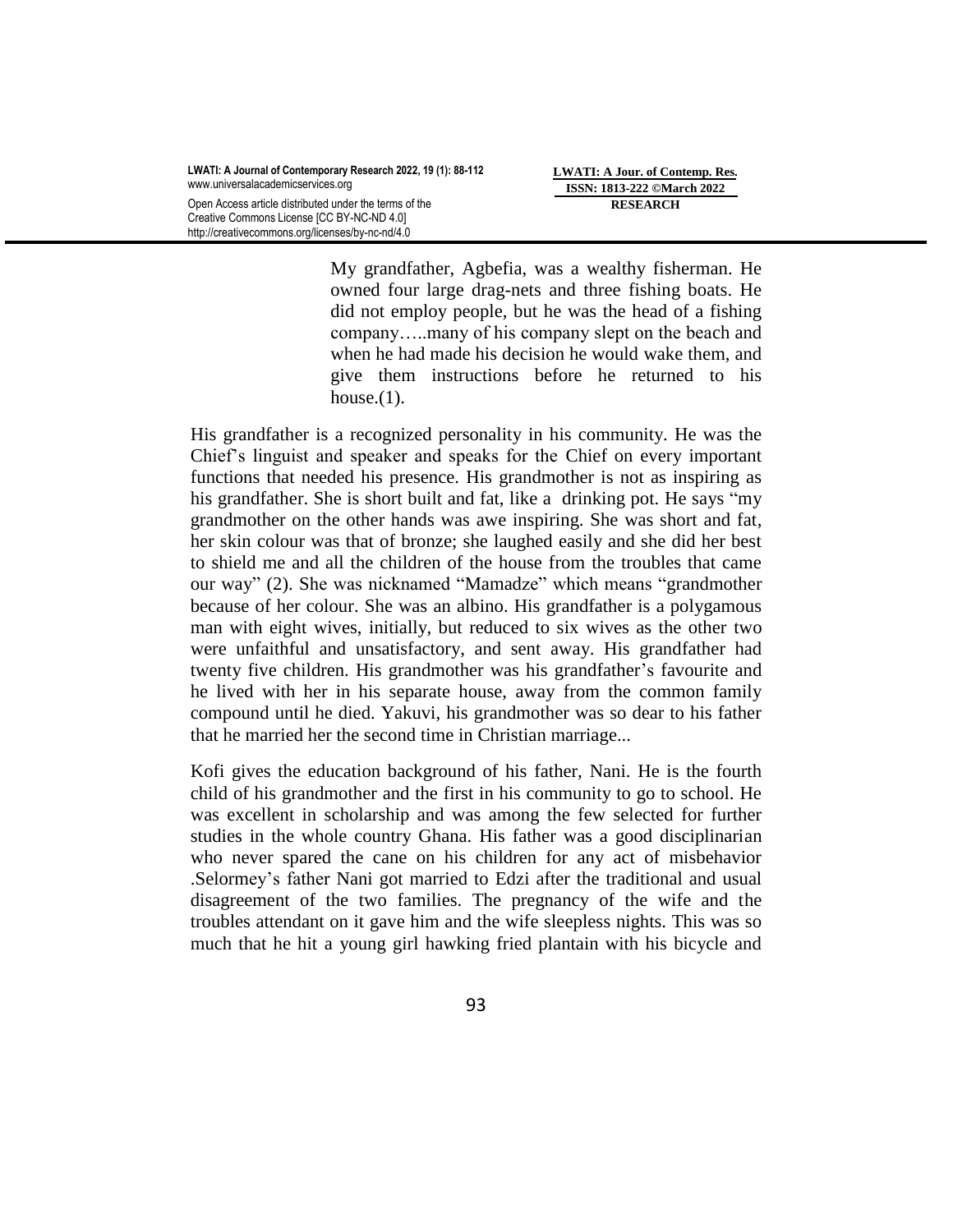> My grandfather, Agbefia, was a wealthy fisherman. He owned four large drag-nets and three fishing boats. He did not employ people, but he was the head of a fishing company…..many of his company slept on the beach and when he had made his decision he would wake them, and give them instructions before he returned to his house.(1).

His grandfather is a recognized personality in his community. He was the Chief's linguist and speaker and speaks for the Chief on every important functions that needed his presence. His grandmother is not as inspiring as his grandfather. She is short built and fat, like a drinking pot. He says "my grandmother on the other hands was awe inspiring. She was short and fat, her skin colour was that of bronze; she laughed easily and she did her best to shield me and all the children of the house from the troubles that came our way" (2). She was nicknamed "Mamadze" which means "grandmother because of her colour. She was an albino. His grandfather is a polygamous man with eight wives, initially, but reduced to six wives as the other two were unfaithful and unsatisfactory, and sent away. His grandfather had twenty five children. His grandmother was his grandfather's favourite and he lived with her in his separate house, away from the common family compound until he died. Yakuvi, his grandmother was so dear to his father that he married her the second time in Christian marriage...

Kofi gives the education background of his father, Nani. He is the fourth child of his grandmother and the first in his community to go to school. He was excellent in scholarship and was among the few selected for further studies in the whole country Ghana. His father was a good disciplinarian who never spared the cane on his children for any act of misbehavior .Selormey's father Nani got married to Edzi after the traditional and usual disagreement of the two families. The pregnancy of the wife and the troubles attendant on it gave him and the wife sleepless nights. This was so much that he hit a young girl hawking fried plantain with his bicycle and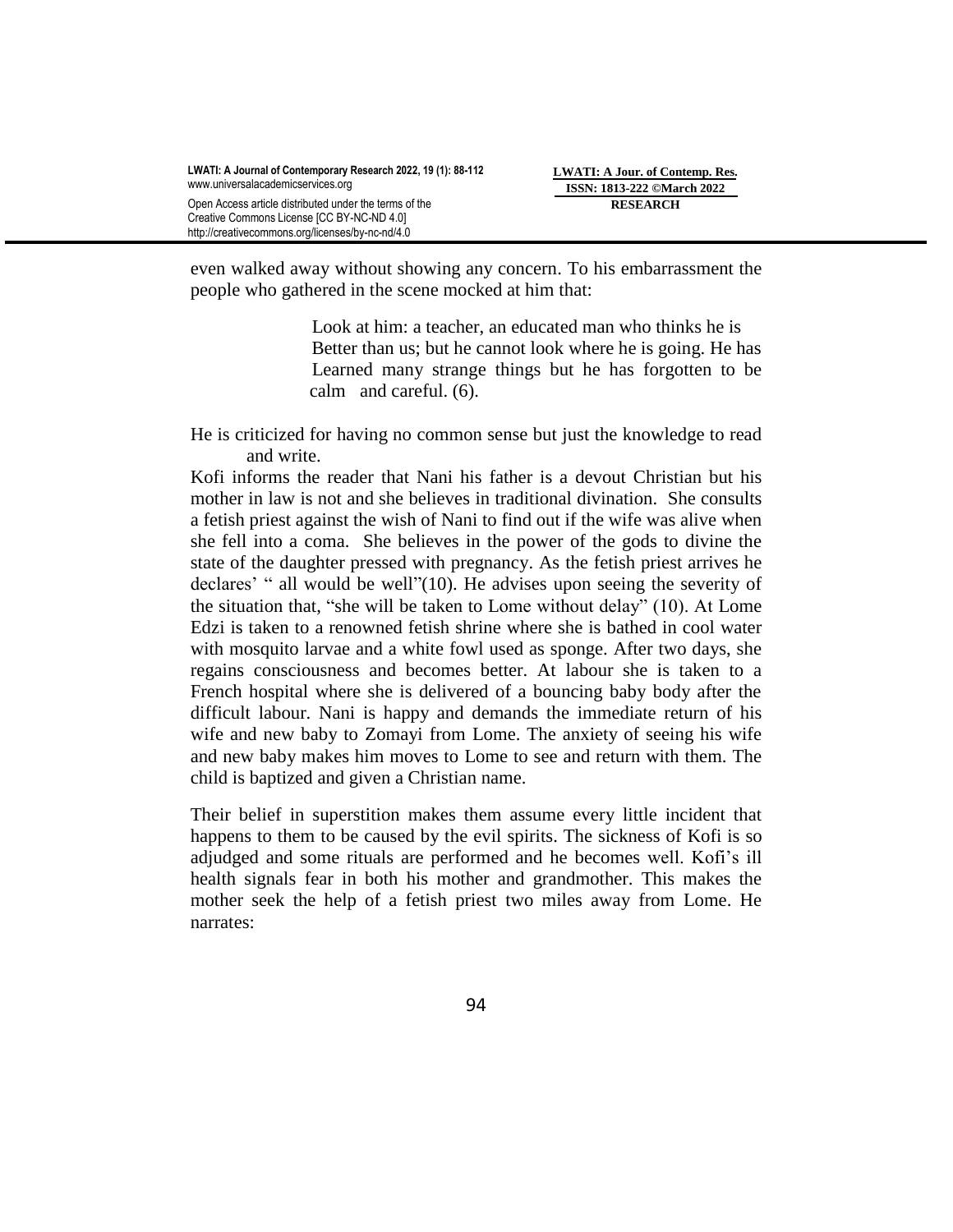even walked away without showing any concern. To his embarrassment the people who gathered in the scene mocked at him that:

> Look at him: a teacher, an educated man who thinks he is Better than us; but he cannot look where he is going. He has Learned many strange things but he has forgotten to be calm and careful. (6).

He is criticized for having no common sense but just the knowledge to read and write.

Kofi informs the reader that Nani his father is a devout Christian but his mother in law is not and she believes in traditional divination. She consults a fetish priest against the wish of Nani to find out if the wife was alive when she fell into a coma. She believes in the power of the gods to divine the state of the daughter pressed with pregnancy. As the fetish priest arrives he declares' " all would be well"(10). He advises upon seeing the severity of the situation that, "she will be taken to Lome without delay" (10). At Lome Edzi is taken to a renowned fetish shrine where she is bathed in cool water with mosquito larvae and a white fowl used as sponge. After two days, she regains consciousness and becomes better. At labour she is taken to a French hospital where she is delivered of a bouncing baby body after the difficult labour. Nani is happy and demands the immediate return of his wife and new baby to Zomayi from Lome. The anxiety of seeing his wife and new baby makes him moves to Lome to see and return with them. The child is baptized and given a Christian name.

Their belief in superstition makes them assume every little incident that happens to them to be caused by the evil spirits. The sickness of Kofi is so adjudged and some rituals are performed and he becomes well. Kofi's ill health signals fear in both his mother and grandmother. This makes the mother seek the help of a fetish priest two miles away from Lome. He narrates: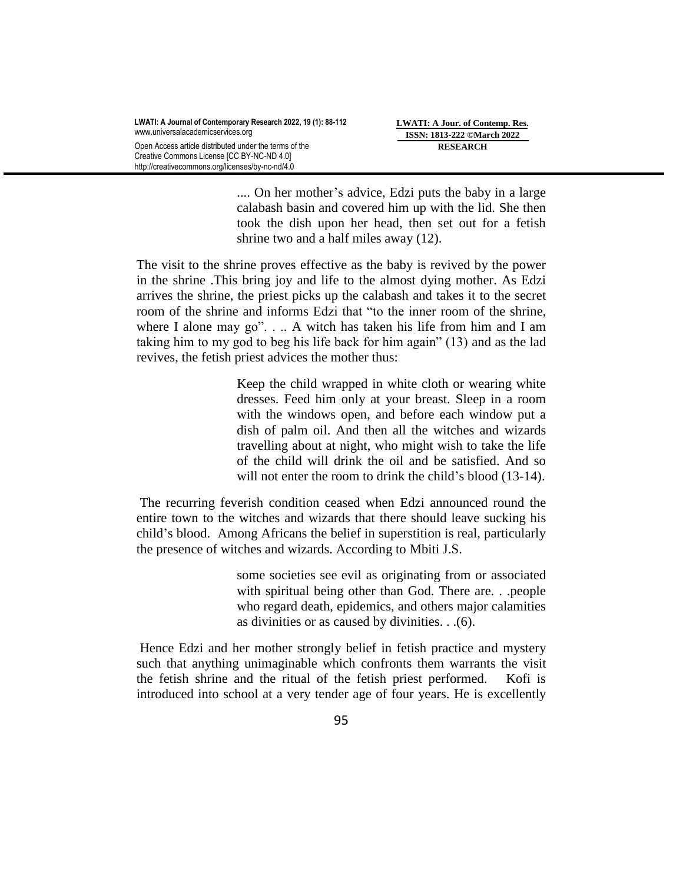> .... On her mother's advice, Edzi puts the baby in a large calabash basin and covered him up with the lid. She then took the dish upon her head, then set out for a fetish shrine two and a half miles away (12).

The visit to the shrine proves effective as the baby is revived by the power in the shrine .This bring joy and life to the almost dying mother. As Edzi arrives the shrine, the priest picks up the calabash and takes it to the secret room of the shrine and informs Edzi that "to the inner room of the shrine, where I alone may go". . .. A witch has taken his life from him and I am taking him to my god to beg his life back for him again" (13) and as the lad revives, the fetish priest advices the mother thus:

> Keep the child wrapped in white cloth or wearing white dresses. Feed him only at your breast. Sleep in a room with the windows open, and before each window put a dish of palm oil. And then all the witches and wizards travelling about at night, who might wish to take the life of the child will drink the oil and be satisfied. And so will not enter the room to drink the child's blood (13-14).

The recurring feverish condition ceased when Edzi announced round the entire town to the witches and wizards that there should leave sucking his child's blood. Among Africans the belief in superstition is real, particularly the presence of witches and wizards. According to Mbiti J.S.

> some societies see evil as originating from or associated with spiritual being other than God. There are. . .people who regard death, epidemics, and others major calamities as divinities or as caused by divinities. . .(6).

Hence Edzi and her mother strongly belief in fetish practice and mystery such that anything unimaginable which confronts them warrants the visit the fetish shrine and the ritual of the fetish priest performed. Kofi is introduced into school at a very tender age of four years. He is excellently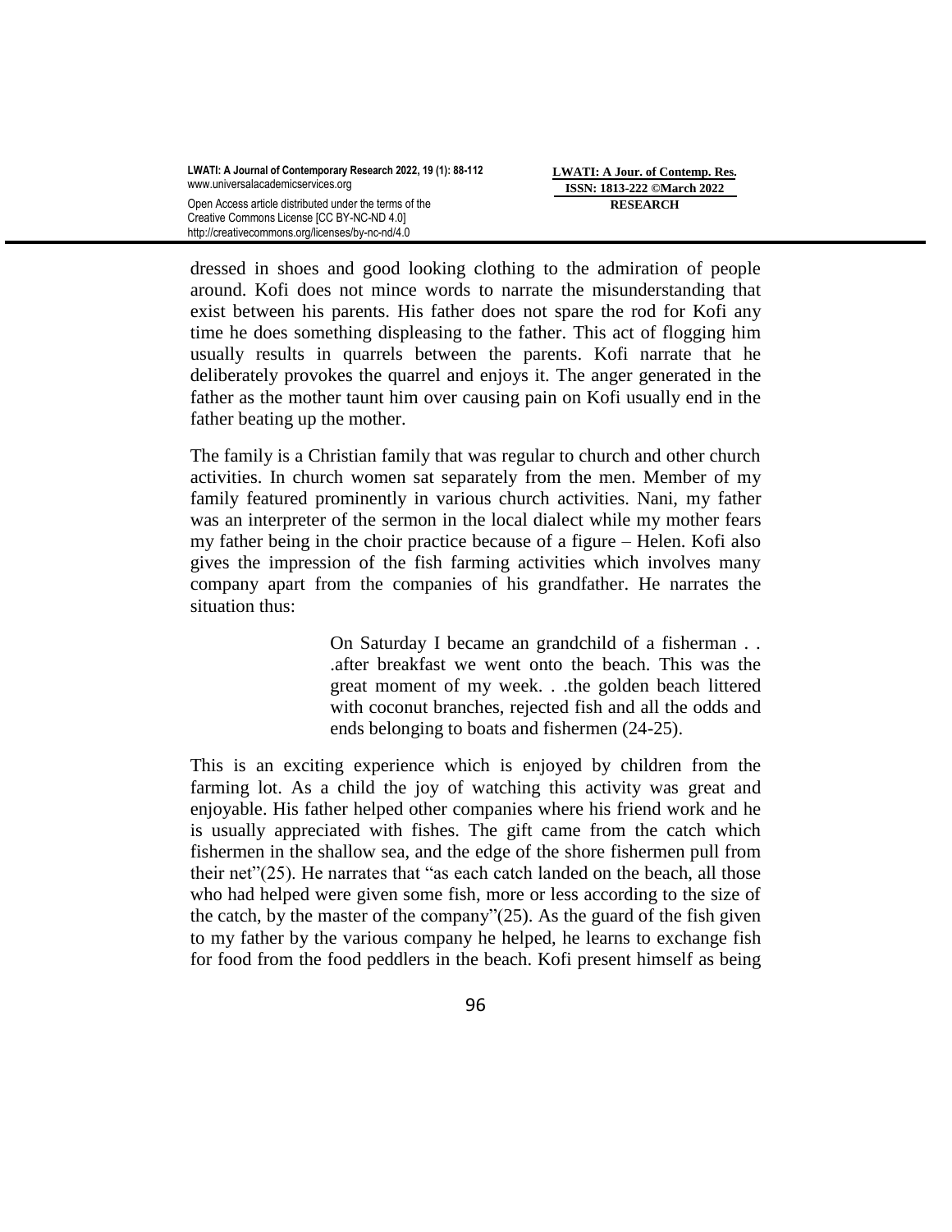dressed in shoes and good looking clothing to the admiration of people around. Kofi does not mince words to narrate the misunderstanding that exist between his parents. His father does not spare the rod for Kofi any time he does something displeasing to the father. This act of flogging him usually results in quarrels between the parents. Kofi narrate that he deliberately provokes the quarrel and enjoys it. The anger generated in the father as the mother taunt him over causing pain on Kofi usually end in the father beating up the mother.

The family is a Christian family that was regular to church and other church activities. In church women sat separately from the men. Member of my family featured prominently in various church activities. Nani, my father was an interpreter of the sermon in the local dialect while my mother fears my father being in the choir practice because of a figure – Helen. Kofi also gives the impression of the fish farming activities which involves many company apart from the companies of his grandfather. He narrates the situation thus:

> On Saturday I became an grandchild of a fisherman . . .after breakfast we went onto the beach. This was the great moment of my week. . .the golden beach littered with coconut branches, rejected fish and all the odds and ends belonging to boats and fishermen (24-25).

This is an exciting experience which is enjoyed by children from the farming lot. As a child the joy of watching this activity was great and enjoyable. His father helped other companies where his friend work and he is usually appreciated with fishes. The gift came from the catch which fishermen in the shallow sea, and the edge of the shore fishermen pull from their net"(25). He narrates that "as each catch landed on the beach, all those who had helped were given some fish, more or less according to the size of the catch, by the master of the company"(25). As the guard of the fish given to my father by the various company he helped, he learns to exchange fish for food from the food peddlers in the beach. Kofi present himself as being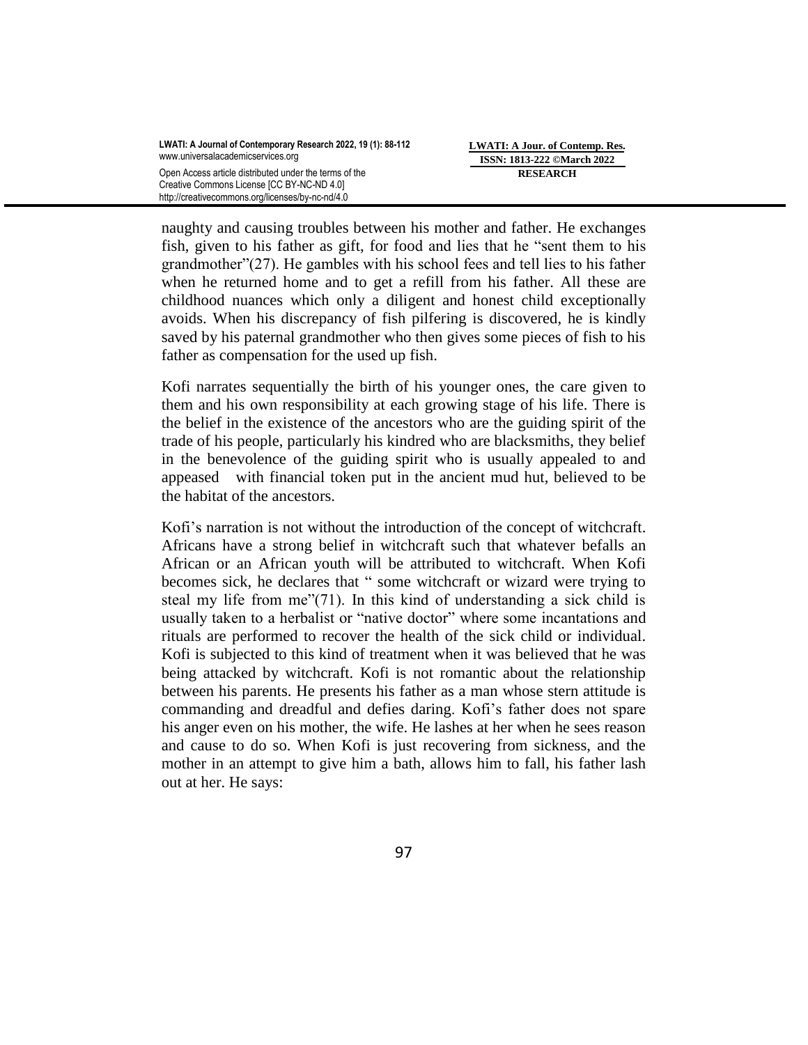naughty and causing troubles between his mother and father. He exchanges fish, given to his father as gift, for food and lies that he "sent them to his grandmother"(27). He gambles with his school fees and tell lies to his father when he returned home and to get a refill from his father. All these are childhood nuances which only a diligent and honest child exceptionally avoids. When his discrepancy of fish pilfering is discovered, he is kindly saved by his paternal grandmother who then gives some pieces of fish to his father as compensation for the used up fish.

Kofi narrates sequentially the birth of his younger ones, the care given to them and his own responsibility at each growing stage of his life. There is the belief in the existence of the ancestors who are the guiding spirit of the trade of his people, particularly his kindred who are blacksmiths, they belief in the benevolence of the guiding spirit who is usually appealed to and appeased with financial token put in the ancient mud hut, believed to be the habitat of the ancestors.

Kofi's narration is not without the introduction of the concept of witchcraft. Africans have a strong belief in witchcraft such that whatever befalls an African or an African youth will be attributed to witchcraft. When Kofi becomes sick, he declares that " some witchcraft or wizard were trying to steal my life from me"(71). In this kind of understanding a sick child is usually taken to a herbalist or "native doctor" where some incantations and rituals are performed to recover the health of the sick child or individual. Kofi is subjected to this kind of treatment when it was believed that he was being attacked by witchcraft. Kofi is not romantic about the relationship between his parents. He presents his father as a man whose stern attitude is commanding and dreadful and defies daring. Kofi's father does not spare his anger even on his mother, the wife. He lashes at her when he sees reason and cause to do so. When Kofi is just recovering from sickness, and the mother in an attempt to give him a bath, allows him to fall, his father lash out at her. He says: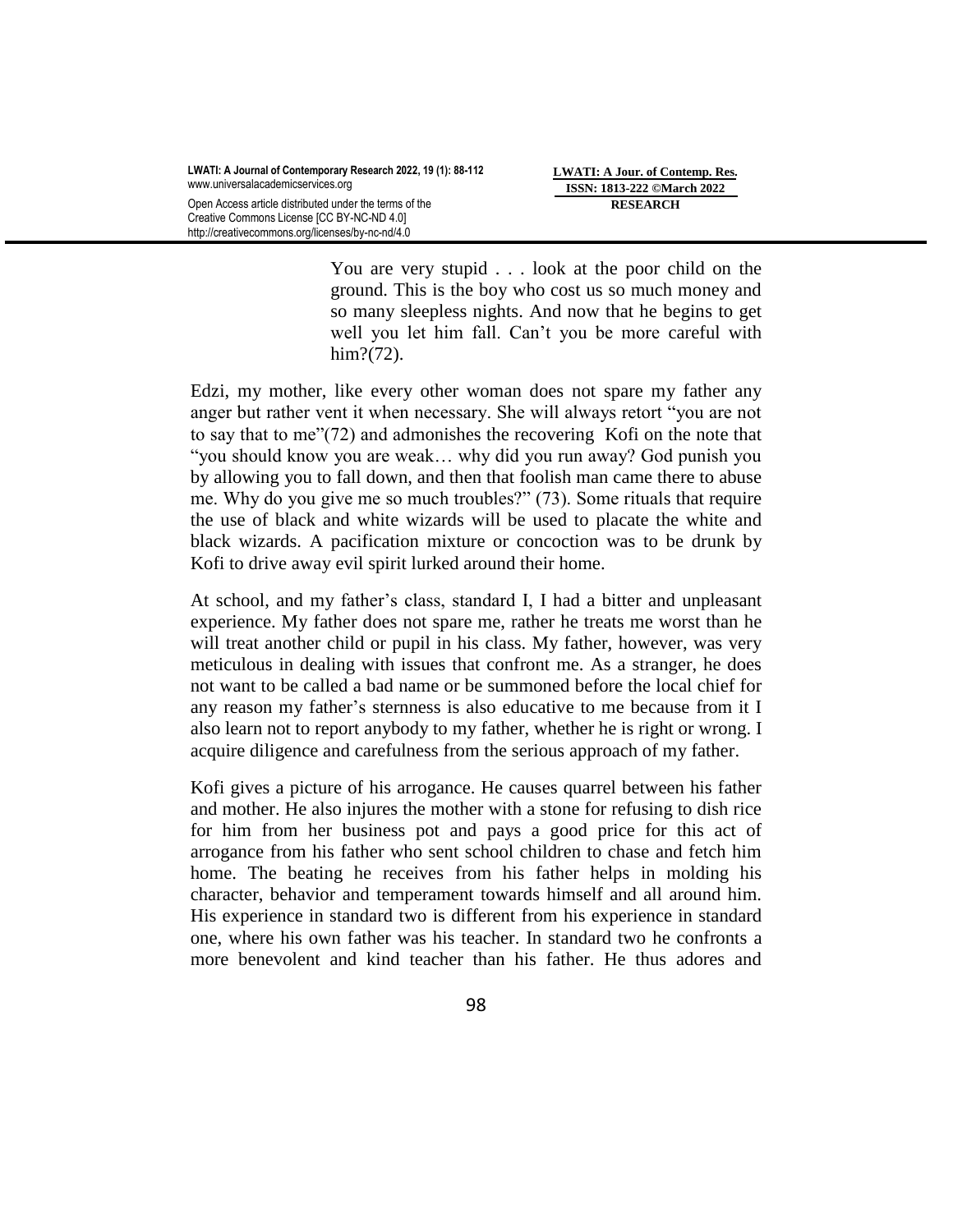> You are very stupid . . . look at the poor child on the ground. This is the boy who cost us so much money and so many sleepless nights. And now that he begins to get well you let him fall. Can't you be more careful with him?(72).

Edzi, my mother, like every other woman does not spare my father any anger but rather vent it when necessary. She will always retort "you are not to say that to me"(72) and admonishes the recovering Kofi on the note that "you should know you are weak… why did you run away? God punish you by allowing you to fall down, and then that foolish man came there to abuse me. Why do you give me so much troubles?" (73). Some rituals that require the use of black and white wizards will be used to placate the white and black wizards. A pacification mixture or concoction was to be drunk by Kofi to drive away evil spirit lurked around their home.

At school, and my father's class, standard I, I had a bitter and unpleasant experience. My father does not spare me, rather he treats me worst than he will treat another child or pupil in his class. My father, however, was very meticulous in dealing with issues that confront me. As a stranger, he does not want to be called a bad name or be summoned before the local chief for any reason my father's sternness is also educative to me because from it I also learn not to report anybody to my father, whether he is right or wrong. I acquire diligence and carefulness from the serious approach of my father.

Kofi gives a picture of his arrogance. He causes quarrel between his father and mother. He also injures the mother with a stone for refusing to dish rice for him from her business pot and pays a good price for this act of arrogance from his father who sent school children to chase and fetch him home. The beating he receives from his father helps in molding his character, behavior and temperament towards himself and all around him. His experience in standard two is different from his experience in standard one, where his own father was his teacher. In standard two he confronts a more benevolent and kind teacher than his father. He thus adores and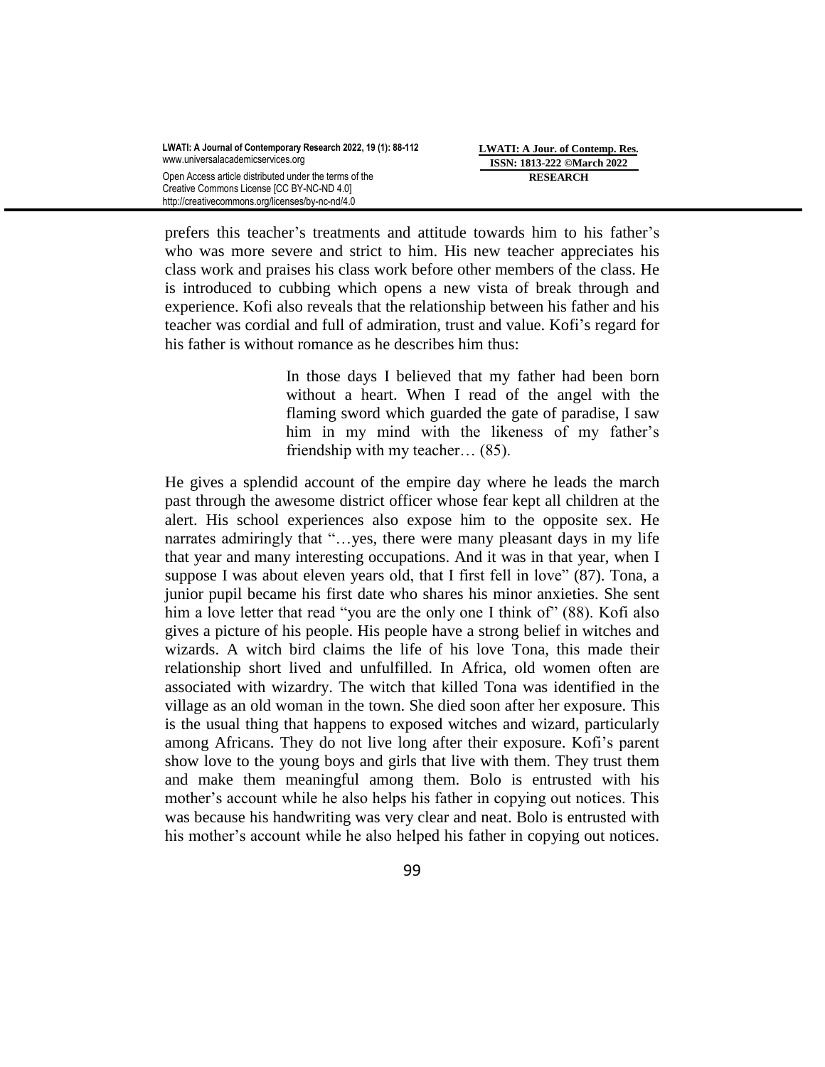prefers this teacher's treatments and attitude towards him to his father's who was more severe and strict to him. His new teacher appreciates his class work and praises his class work before other members of the class. He is introduced to cubbing which opens a new vista of break through and experience. Kofi also reveals that the relationship between his father and his teacher was cordial and full of admiration, trust and value. Kofi's regard for his father is without romance as he describes him thus:

> In those days I believed that my father had been born without a heart. When I read of the angel with the flaming sword which guarded the gate of paradise, I saw him in my mind with the likeness of my father's friendship with my teacher… (85).

He gives a splendid account of the empire day where he leads the march past through the awesome district officer whose fear kept all children at the alert. His school experiences also expose him to the opposite sex. He narrates admiringly that "…yes, there were many pleasant days in my life that year and many interesting occupations. And it was in that year, when I suppose I was about eleven years old, that I first fell in love" (87). Tona, a junior pupil became his first date who shares his minor anxieties. She sent him a love letter that read "you are the only one I think of" (88). Kofi also gives a picture of his people. His people have a strong belief in witches and wizards. A witch bird claims the life of his love Tona, this made their relationship short lived and unfulfilled. In Africa, old women often are associated with wizardry. The witch that killed Tona was identified in the village as an old woman in the town. She died soon after her exposure. This is the usual thing that happens to exposed witches and wizard, particularly among Africans. They do not live long after their exposure. Kofi's parent show love to the young boys and girls that live with them. They trust them and make them meaningful among them. Bolo is entrusted with his mother's account while he also helps his father in copying out notices. This was because his handwriting was very clear and neat. Bolo is entrusted with his mother's account while he also helped his father in copying out notices.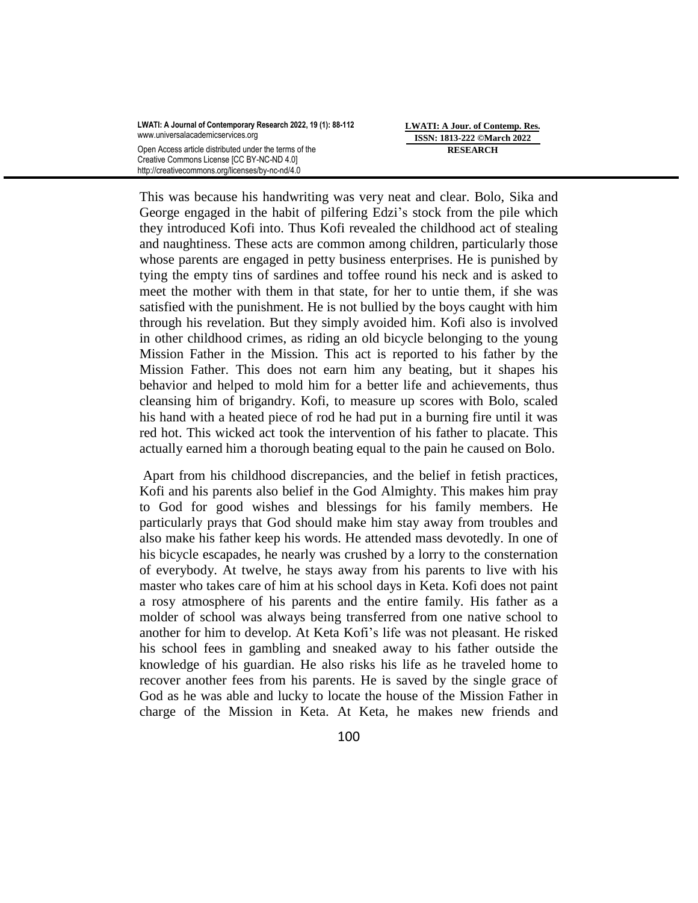This was because his handwriting was very neat and clear. Bolo, Sika and George engaged in the habit of pilfering Edzi's stock from the pile which they introduced Kofi into. Thus Kofi revealed the childhood act of stealing and naughtiness. These acts are common among children, particularly those whose parents are engaged in petty business enterprises. He is punished by tying the empty tins of sardines and toffee round his neck and is asked to meet the mother with them in that state, for her to untie them, if she was satisfied with the punishment. He is not bullied by the boys caught with him through his revelation. But they simply avoided him. Kofi also is involved in other childhood crimes, as riding an old bicycle belonging to the young Mission Father in the Mission. This act is reported to his father by the Mission Father. This does not earn him any beating, but it shapes his behavior and helped to mold him for a better life and achievements, thus cleansing him of brigandry. Kofi, to measure up scores with Bolo, scaled his hand with a heated piece of rod he had put in a burning fire until it was red hot. This wicked act took the intervention of his father to placate. This actually earned him a thorough beating equal to the pain he caused on Bolo.

Apart from his childhood discrepancies, and the belief in fetish practices, Kofi and his parents also belief in the God Almighty. This makes him pray to God for good wishes and blessings for his family members. He particularly prays that God should make him stay away from troubles and also make his father keep his words. He attended mass devotedly. In one of his bicycle escapades, he nearly was crushed by a lorry to the consternation of everybody. At twelve, he stays away from his parents to live with his master who takes care of him at his school days in Keta. Kofi does not paint a rosy atmosphere of his parents and the entire family. His father as a molder of school was always being transferred from one native school to another for him to develop. At Keta Kofi's life was not pleasant. He risked his school fees in gambling and sneaked away to his father outside the knowledge of his guardian. He also risks his life as he traveled home to recover another fees from his parents. He is saved by the single grace of God as he was able and lucky to locate the house of the Mission Father in charge of the Mission in Keta. At Keta, he makes new friends and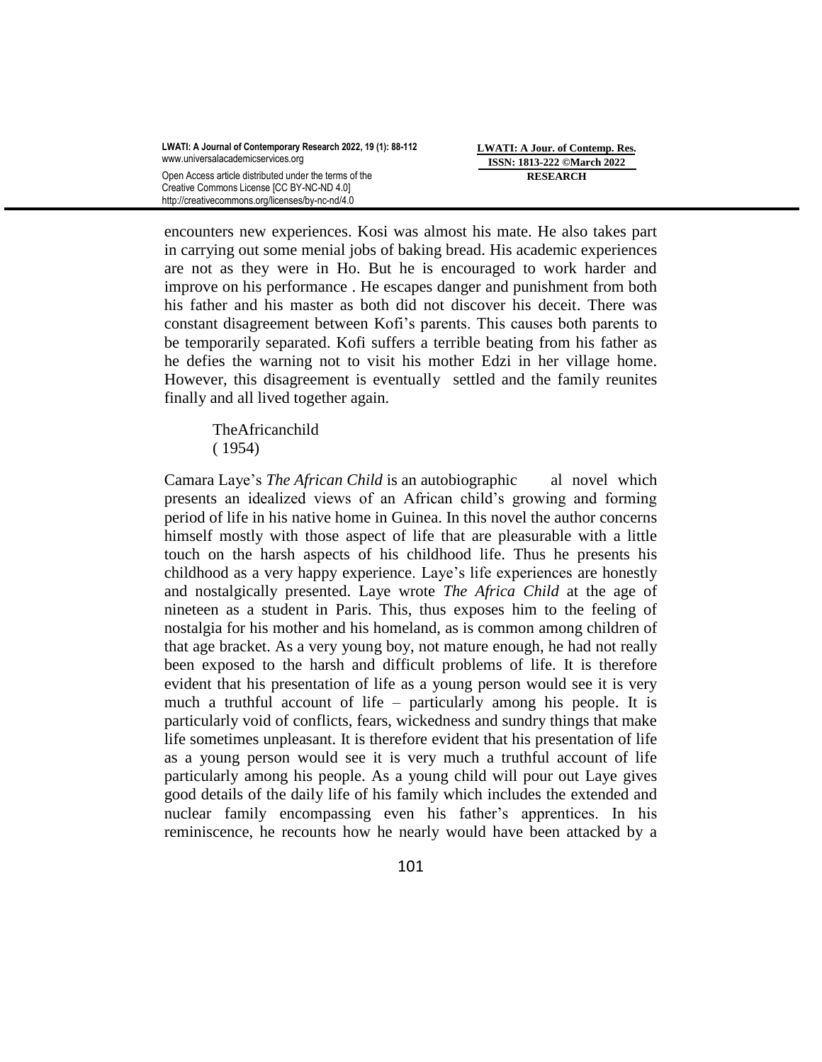encounters new experiences. Kosi was almost his mate. He also takes part in carrying out some menial jobs of baking bread. His academic experiences are not as they were in Ho. But he is encouraged to work harder and improve on his performance . He escapes danger and punishment from both his father and his master as both did not discover his deceit. There was constant disagreement between Kofi's parents. This causes both parents to be temporarily separated. Kofi suffers a terrible beating from his father as he defies the warning not to visit his mother Edzi in her village home. However, this disagreement is eventually settled and the family reunites finally and all lived together again.

TheAfricanchild
( 1954)

Camara Laye's *The African Child* is an autobiographic al novel which presents an idealized views of an African child's growing and forming period of life in his native home in Guinea. In this novel the author concerns himself mostly with those aspect of life that are pleasurable with a little touch on the harsh aspects of his childhood life. Thus he presents his childhood as a very happy experience. Laye's life experiences are honestly and nostalgically presented. Laye wrote *The Africa Child* at the age of nineteen as a student in Paris. This, thus exposes him to the feeling of nostalgia for his mother and his homeland, as is common among children of that age bracket. As a very young boy, not mature enough, he had not really been exposed to the harsh and difficult problems of life. It is therefore evident that his presentation of life as a young person would see it is very much a truthful account of life – particularly among his people. It is particularly void of conflicts, fears, wickedness and sundry things that make life sometimes unpleasant. It is therefore evident that his presentation of life as a young person would see it is very much a truthful account of life particularly among his people. As a young child will pour out Laye gives good details of the daily life of his family which includes the extended and nuclear family encompassing even his father's apprentices. In his reminiscence, he recounts how he nearly would have been attacked by a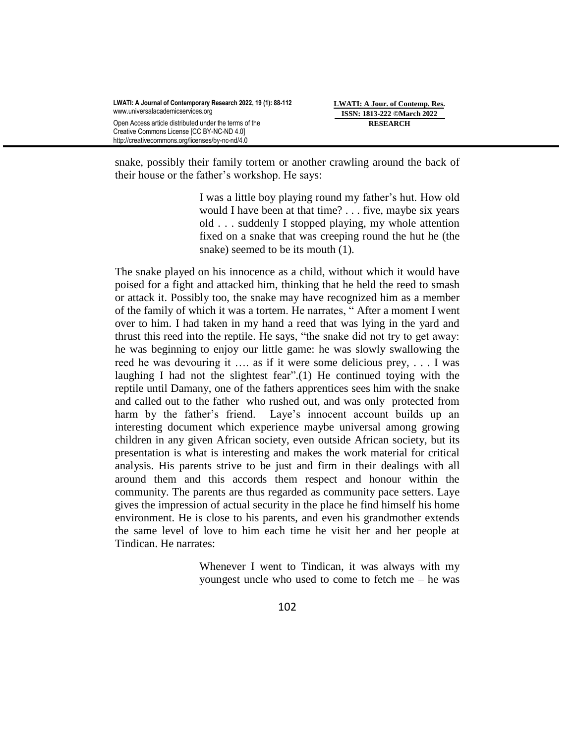snake, possibly their family tortem or another crawling around the back of their house or the father's workshop. He says:

> I was a little boy playing round my father's hut. How old would I have been at that time? . . . five, maybe six years old . . . suddenly I stopped playing, my whole attention fixed on a snake that was creeping round the hut he (the snake) seemed to be its mouth (1).

The snake played on his innocence as a child, without which it would have poised for a fight and attacked him, thinking that he held the reed to smash or attack it. Possibly too, the snake may have recognized him as a member of the family of which it was a tortem. He narrates, " After a moment I went over to him. I had taken in my hand a reed that was lying in the yard and thrust this reed into the reptile. He says, "the snake did not try to get away: he was beginning to enjoy our little game: he was slowly swallowing the reed he was devouring it …. as if it were some delicious prey, . . . I was laughing I had not the slightest fear".(1) He continued toying with the reptile until Damany, one of the fathers apprentices sees him with the snake and called out to the father who rushed out, and was only protected from harm by the father's friend. Laye's innocent account builds up an interesting document which experience maybe universal among growing children in any given African society, even outside African society, but its presentation is what is interesting and makes the work material for critical analysis. His parents strive to be just and firm in their dealings with all around them and this accords them respect and honour within the community. The parents are thus regarded as community pace setters. Laye gives the impression of actual security in the place he find himself his home environment. He is close to his parents, and even his grandmother extends the same level of love to him each time he visit her and her people at Tindican. He narrates:

> Whenever I went to Tindican, it was always with my youngest uncle who used to come to fetch me – he was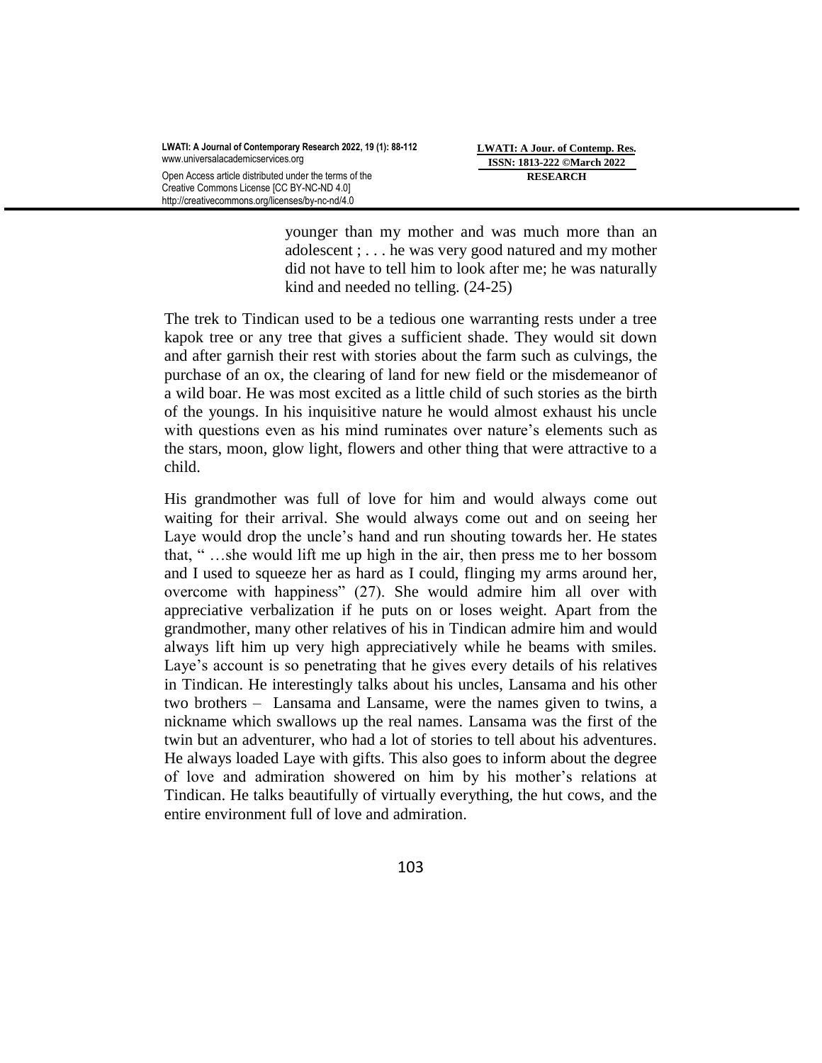> younger than my mother and was much more than an adolescent ; . . . he was very good natured and my mother did not have to tell him to look after me; he was naturally kind and needed no telling. (24-25)

The trek to Tindican used to be a tedious one warranting rests under a tree kapok tree or any tree that gives a sufficient shade. They would sit down and after garnish their rest with stories about the farm such as culvings, the purchase of an ox, the clearing of land for new field or the misdemeanor of a wild boar. He was most excited as a little child of such stories as the birth of the youngs. In his inquisitive nature he would almost exhaust his uncle with questions even as his mind ruminates over nature's elements such as the stars, moon, glow light, flowers and other thing that were attractive to a child.

His grandmother was full of love for him and would always come out waiting for their arrival. She would always come out and on seeing her Laye would drop the uncle's hand and run shouting towards her. He states that, " …she would lift me up high in the air, then press me to her bossom and I used to squeeze her as hard as I could, flinging my arms around her, overcome with happiness" (27). She would admire him all over with appreciative verbalization if he puts on or loses weight. Apart from the grandmother, many other relatives of his in Tindican admire him and would always lift him up very high appreciatively while he beams with smiles. Laye's account is so penetrating that he gives every details of his relatives in Tindican. He interestingly talks about his uncles, Lansama and his other two brothers – Lansama and Lansame, were the names given to twins, a nickname which swallows up the real names. Lansama was the first of the twin but an adventurer, who had a lot of stories to tell about his adventures. He always loaded Laye with gifts. This also goes to inform about the degree of love and admiration showered on him by his mother's relations at Tindican. He talks beautifully of virtually everything, the hut cows, and the entire environment full of love and admiration.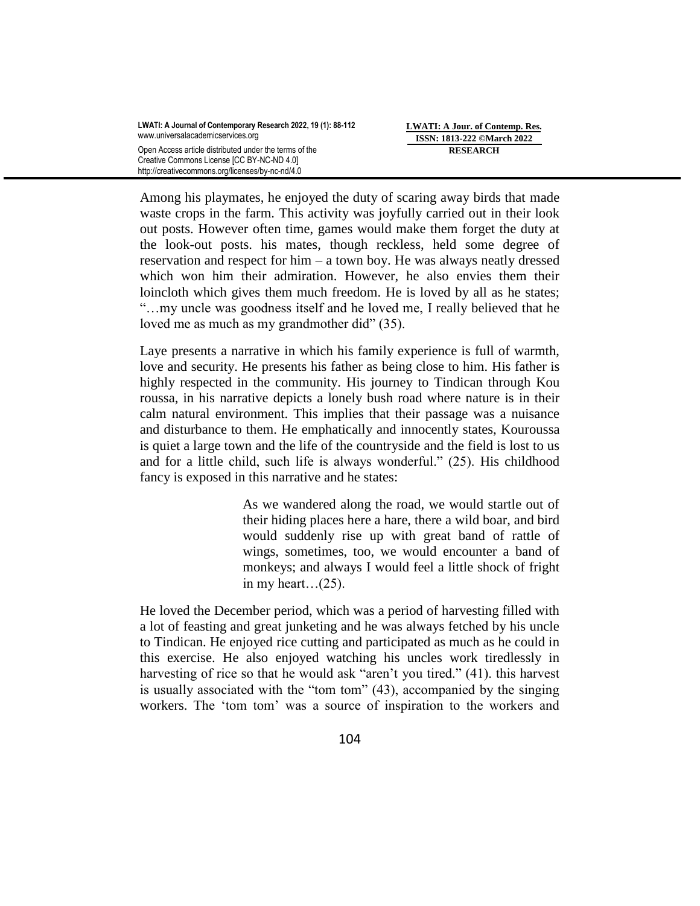Among his playmates, he enjoyed the duty of scaring away birds that made waste crops in the farm. This activity was joyfully carried out in their look out posts. However often time, games would make them forget the duty at the look-out posts. his mates, though reckless, held some degree of reservation and respect for him – a town boy. He was always neatly dressed which won him their admiration. However, he also envies them their loincloth which gives them much freedom. He is loved by all as he states; "…my uncle was goodness itself and he loved me, I really believed that he loved me as much as my grandmother did" (35).

Laye presents a narrative in which his family experience is full of warmth, love and security. He presents his father as being close to him. His father is highly respected in the community. His journey to Tindican through Kou roussa, in his narrative depicts a lonely bush road where nature is in their calm natural environment. This implies that their passage was a nuisance and disturbance to them. He emphatically and innocently states, Kouroussa is quiet a large town and the life of the countryside and the field is lost to us and for a little child, such life is always wonderful." (25). His childhood fancy is exposed in this narrative and he states:

> As we wandered along the road, we would startle out of their hiding places here a hare, there a wild boar, and bird would suddenly rise up with great band of rattle of wings, sometimes, too, we would encounter a band of monkeys; and always I would feel a little shock of fright in my heart…(25).

He loved the December period, which was a period of harvesting filled with a lot of feasting and great junketing and he was always fetched by his uncle to Tindican. He enjoyed rice cutting and participated as much as he could in this exercise. He also enjoyed watching his uncles work tiredlessly in harvesting of rice so that he would ask "aren't you tired." (41). this harvest is usually associated with the "tom tom" (43), accompanied by the singing workers. The 'tom tom' was a source of inspiration to the workers and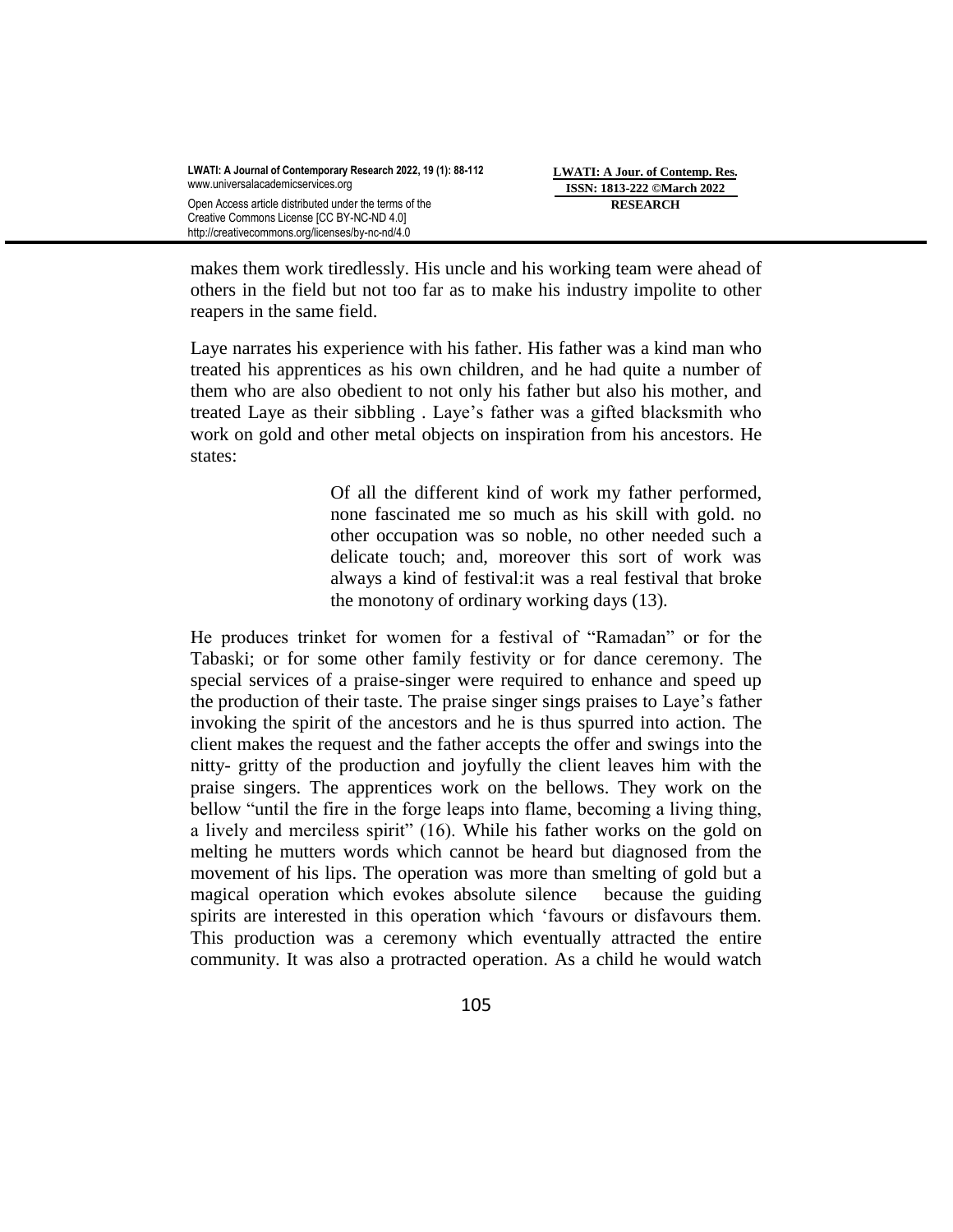makes them work tiredlessly. His uncle and his working team were ahead of others in the field but not too far as to make his industry impolite to other reapers in the same field.

Laye narrates his experience with his father. His father was a kind man who treated his apprentices as his own children, and he had quite a number of them who are also obedient to not only his father but also his mother, and treated Laye as their sibbling . Laye's father was a gifted blacksmith who work on gold and other metal objects on inspiration from his ancestors. He states:

> Of all the different kind of work my father performed, none fascinated me so much as his skill with gold. no other occupation was so noble, no other needed such a delicate touch; and, moreover this sort of work was always a kind of festival:it was a real festival that broke the monotony of ordinary working days (13).

He produces trinket for women for a festival of "Ramadan" or for the Tabaski; or for some other family festivity or for dance ceremony. The special services of a praise-singer were required to enhance and speed up the production of their taste. The praise singer sings praises to Laye's father invoking the spirit of the ancestors and he is thus spurred into action. The client makes the request and the father accepts the offer and swings into the nitty- gritty of the production and joyfully the client leaves him with the praise singers. The apprentices work on the bellows. They work on the bellow "until the fire in the forge leaps into flame, becoming a living thing, a lively and merciless spirit" (16). While his father works on the gold on melting he mutters words which cannot be heard but diagnosed from the movement of his lips. The operation was more than smelting of gold but a magical operation which evokes absolute silence because the guiding spirits are interested in this operation which 'favours or disfavours them. This production was a ceremony which eventually attracted the entire community. It was also a protracted operation. As a child he would watch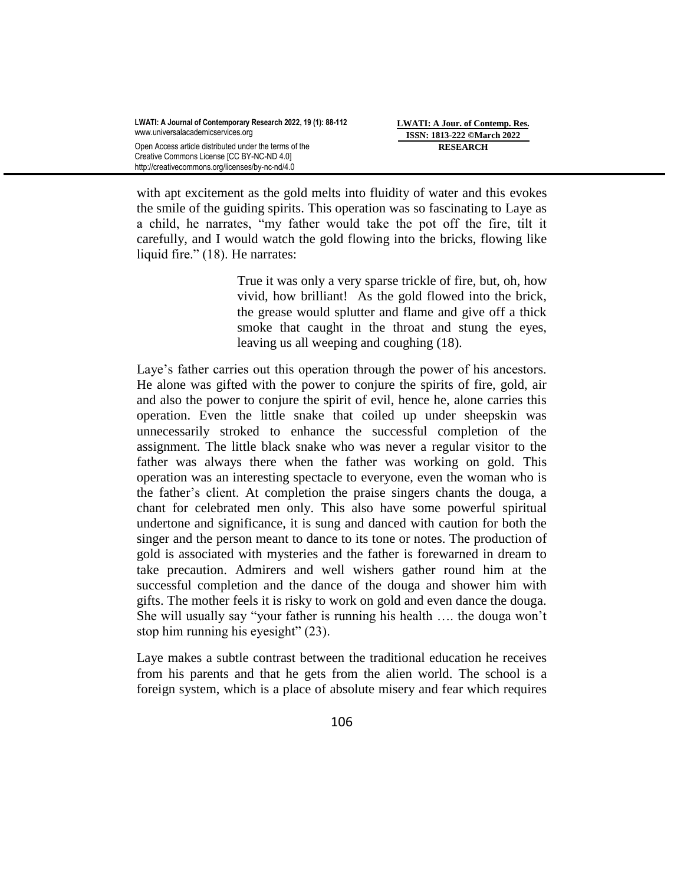with apt excitement as the gold melts into fluidity of water and this evokes the smile of the guiding spirits. This operation was so fascinating to Laye as a child, he narrates, "my father would take the pot off the fire, tilt it carefully, and I would watch the gold flowing into the bricks, flowing like liquid fire." (18). He narrates:

> True it was only a very sparse trickle of fire, but, oh, how vivid, how brilliant! As the gold flowed into the brick, the grease would splutter and flame and give off a thick smoke that caught in the throat and stung the eyes, leaving us all weeping and coughing (18).

Laye's father carries out this operation through the power of his ancestors. He alone was gifted with the power to conjure the spirits of fire, gold, air and also the power to conjure the spirit of evil, hence he, alone carries this operation. Even the little snake that coiled up under sheepskin was unnecessarily stroked to enhance the successful completion of the assignment. The little black snake who was never a regular visitor to the father was always there when the father was working on gold. This operation was an interesting spectacle to everyone, even the woman who is the father's client. At completion the praise singers chants the douga, a chant for celebrated men only. This also have some powerful spiritual undertone and significance, it is sung and danced with caution for both the singer and the person meant to dance to its tone or notes. The production of gold is associated with mysteries and the father is forewarned in dream to take precaution. Admirers and well wishers gather round him at the successful completion and the dance of the douga and shower him with gifts. The mother feels it is risky to work on gold and even dance the douga. She will usually say "your father is running his health …. the douga won't stop him running his eyesight" (23).

Laye makes a subtle contrast between the traditional education he receives from his parents and that he gets from the alien world. The school is a foreign system, which is a place of absolute misery and fear which requires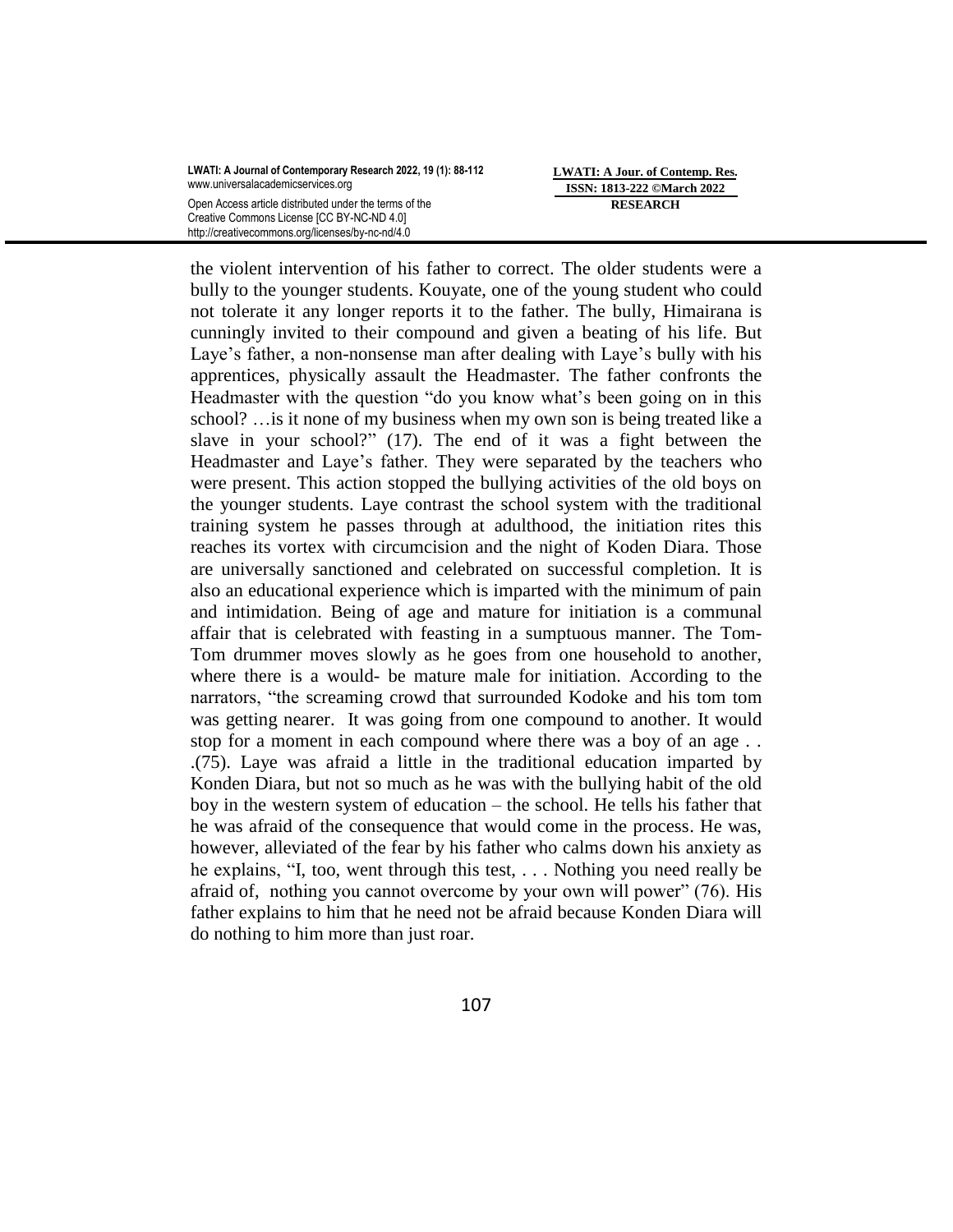the violent intervention of his father to correct. The older students were a bully to the younger students. Kouyate, one of the young student who could not tolerate it any longer reports it to the father. The bully, Himairana is cunningly invited to their compound and given a beating of his life. But Laye's father, a non-nonsense man after dealing with Laye's bully with his apprentices, physically assault the Headmaster. The father confronts the Headmaster with the question "do you know what's been going on in this school? …is it none of my business when my own son is being treated like a slave in your school?" (17). The end of it was a fight between the Headmaster and Laye's father. They were separated by the teachers who were present. This action stopped the bullying activities of the old boys on the younger students. Laye contrast the school system with the traditional training system he passes through at adulthood, the initiation rites this reaches its vortex with circumcision and the night of Koden Diara. Those are universally sanctioned and celebrated on successful completion. It is also an educational experience which is imparted with the minimum of pain and intimidation. Being of age and mature for initiation is a communal affair that is celebrated with feasting in a sumptuous manner. The Tom-Tom drummer moves slowly as he goes from one household to another, where there is a would- be mature male for initiation. According to the narrators, "the screaming crowd that surrounded Kodoke and his tom tom was getting nearer. It was going from one compound to another. It would stop for a moment in each compound where there was a boy of an age . . .(75). Laye was afraid a little in the traditional education imparted by Konden Diara, but not so much as he was with the bullying habit of the old boy in the western system of education – the school. He tells his father that he was afraid of the consequence that would come in the process. He was, however, alleviated of the fear by his father who calms down his anxiety as he explains, "I, too, went through this test, . . . Nothing you need really be afraid of, nothing you cannot overcome by your own will power" (76). His father explains to him that he need not be afraid because Konden Diara will do nothing to him more than just roar.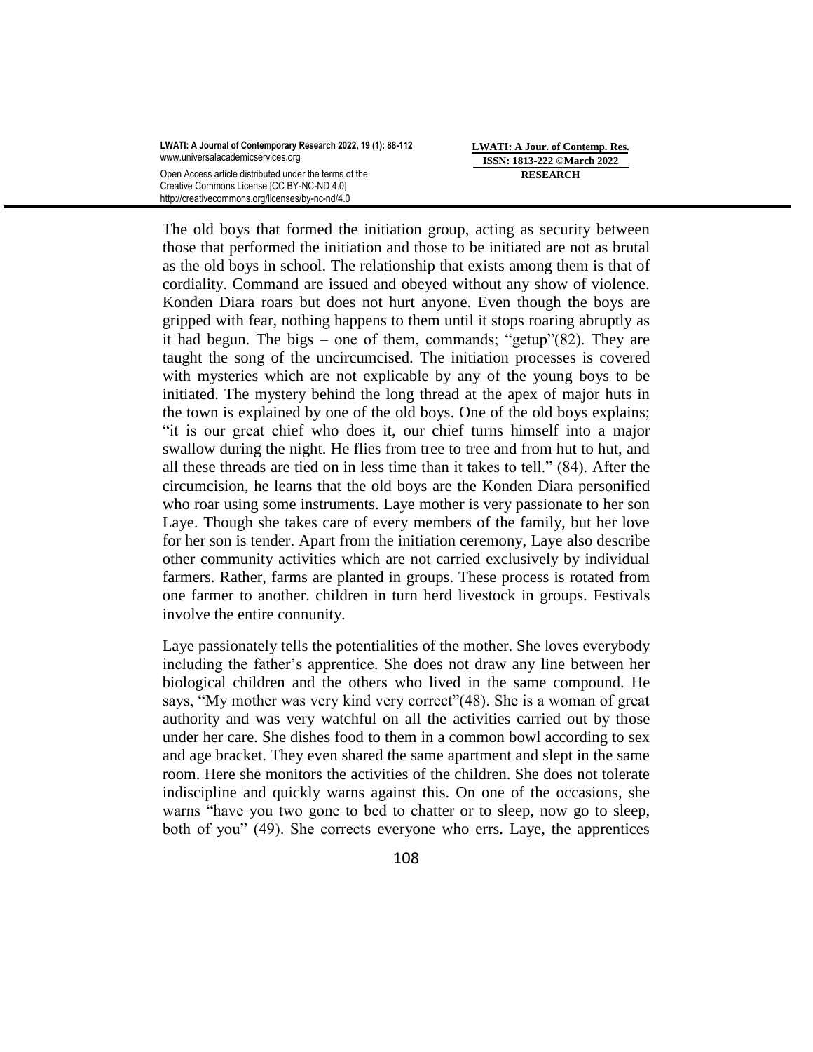The old boys that formed the initiation group, acting as security between those that performed the initiation and those to be initiated are not as brutal as the old boys in school. The relationship that exists among them is that of cordiality. Command are issued and obeyed without any show of violence. Konden Diara roars but does not hurt anyone. Even though the boys are gripped with fear, nothing happens to them until it stops roaring abruptly as it had begun. The bigs – one of them, commands; "getup"(82). They are taught the song of the uncircumcised. The initiation processes is covered with mysteries which are not explicable by any of the young boys to be initiated. The mystery behind the long thread at the apex of major huts in the town is explained by one of the old boys. One of the old boys explains; "it is our great chief who does it, our chief turns himself into a major swallow during the night. He flies from tree to tree and from hut to hut, and all these threads are tied on in less time than it takes to tell." (84). After the circumcision, he learns that the old boys are the Konden Diara personified who roar using some instruments. Laye mother is very passionate to her son Laye. Though she takes care of every members of the family, but her love for her son is tender. Apart from the initiation ceremony, Laye also describe other community activities which are not carried exclusively by individual farmers. Rather, farms are planted in groups. These process is rotated from one farmer to another. children in turn herd livestock in groups. Festivals involve the entire connunity.

Laye passionately tells the potentialities of the mother. She loves everybody including the father's apprentice. She does not draw any line between her biological children and the others who lived in the same compound. He says, "My mother was very kind very correct"(48). She is a woman of great authority and was very watchful on all the activities carried out by those under her care. She dishes food to them in a common bowl according to sex and age bracket. They even shared the same apartment and slept in the same room. Here she monitors the activities of the children. She does not tolerate indiscipline and quickly warns against this. On one of the occasions, she warns "have you two gone to bed to chatter or to sleep, now go to sleep, both of you" (49). She corrects everyone who errs. Laye, the apprentices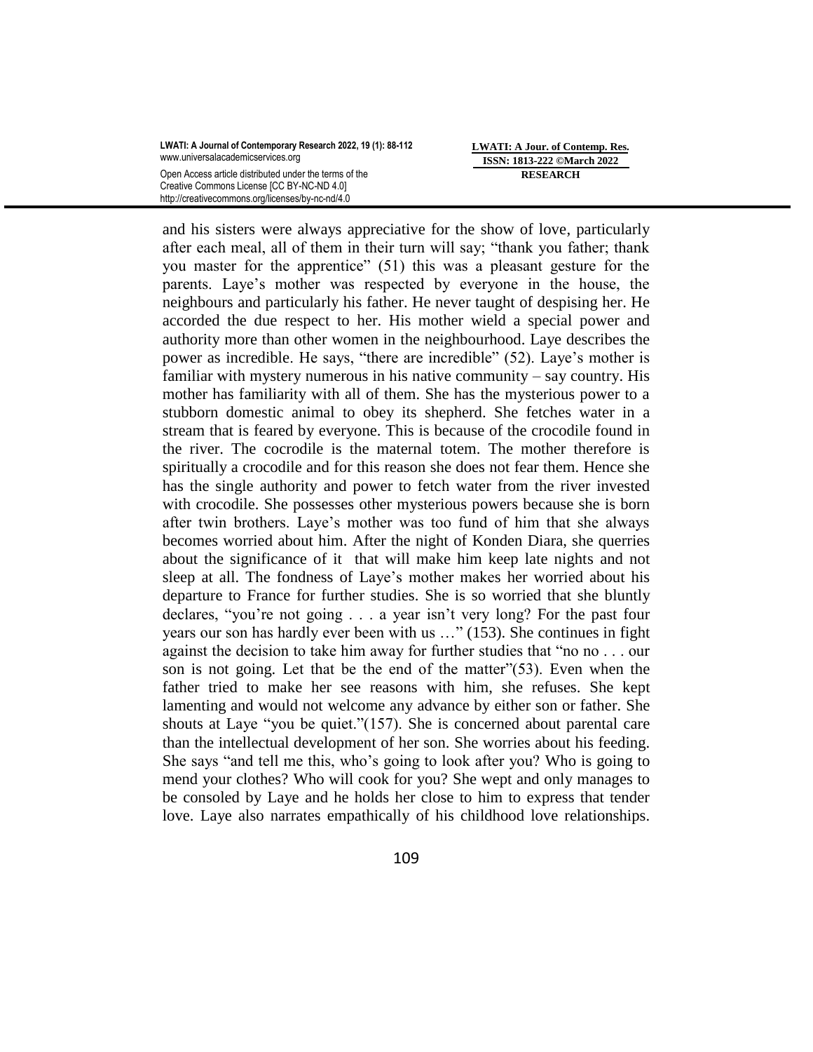and his sisters were always appreciative for the show of love, particularly after each meal, all of them in their turn will say; "thank you father; thank you master for the apprentice" (51) this was a pleasant gesture for the parents. Laye's mother was respected by everyone in the house, the neighbours and particularly his father. He never taught of despising her. He accorded the due respect to her. His mother wield a special power and authority more than other women in the neighbourhood. Laye describes the power as incredible. He says, "there are incredible" (52). Laye's mother is familiar with mystery numerous in his native community – say country. His mother has familiarity with all of them. She has the mysterious power to a stubborn domestic animal to obey its shepherd. She fetches water in a stream that is feared by everyone. This is because of the crocodile found in the river. The cocrodile is the maternal totem. The mother therefore is spiritually a crocodile and for this reason she does not fear them. Hence she has the single authority and power to fetch water from the river invested with crocodile. She possesses other mysterious powers because she is born after twin brothers. Laye's mother was too fund of him that she always becomes worried about him. After the night of Konden Diara, she querries about the significance of it that will make him keep late nights and not sleep at all. The fondness of Laye's mother makes her worried about his departure to France for further studies. She is so worried that she bluntly declares, "you're not going . . . a year isn't very long? For the past four years our son has hardly ever been with us …" (153). She continues in fight against the decision to take him away for further studies that "no no . . . our son is not going. Let that be the end of the matter"(53). Even when the father tried to make her see reasons with him, she refuses. She kept lamenting and would not welcome any advance by either son or father. She shouts at Laye "you be quiet."(157). She is concerned about parental care than the intellectual development of her son. She worries about his feeding. She says "and tell me this, who's going to look after you? Who is going to mend your clothes? Who will cook for you? She wept and only manages to be consoled by Laye and he holds her close to him to express that tender love. Laye also narrates empathically of his childhood love relationships.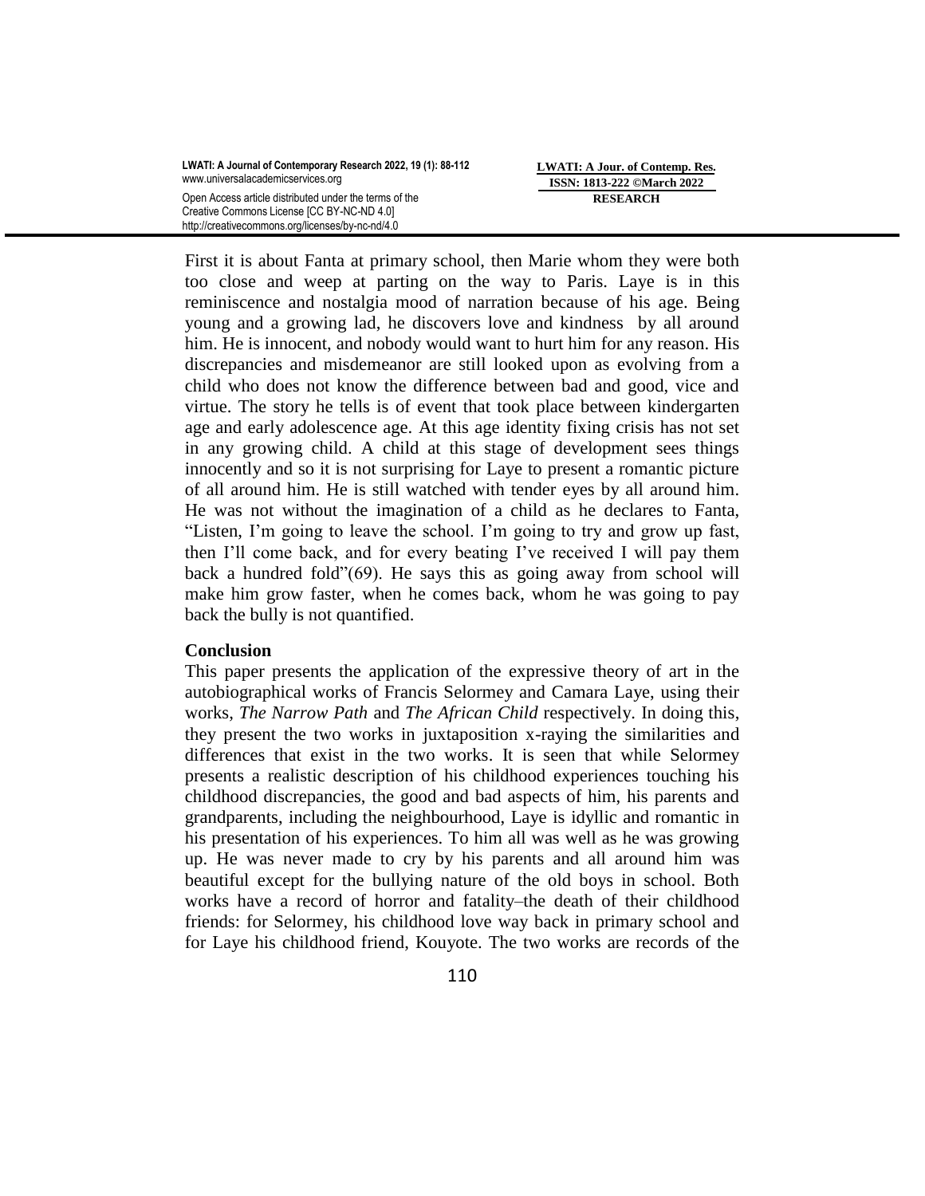First it is about Fanta at primary school, then Marie whom they were both too close and weep at parting on the way to Paris. Laye is in this reminiscence and nostalgia mood of narration because of his age. Being young and a growing lad, he discovers love and kindness by all around him. He is innocent, and nobody would want to hurt him for any reason. His discrepancies and misdemeanor are still looked upon as evolving from a child who does not know the difference between bad and good, vice and virtue. The story he tells is of event that took place between kindergarten age and early adolescence age. At this age identity fixing crisis has not set in any growing child. A child at this stage of development sees things innocently and so it is not surprising for Laye to present a romantic picture of all around him. He is still watched with tender eyes by all around him. He was not without the imagination of a child as he declares to Fanta, "Listen, I'm going to leave the school. I'm going to try and grow up fast, then I'll come back, and for every beating I've received I will pay them back a hundred fold"(69). He says this as going away from school will make him grow faster, when he comes back, whom he was going to pay back the bully is not quantified.

**Conclusion**

This paper presents the application of the expressive theory of art in the autobiographical works of Francis Selormey and Camara Laye, using their works, *The Narrow Path* and *The African Child* respectively. In doing this, they present the two works in juxtaposition x-raying the similarities and differences that exist in the two works. It is seen that while Selormey presents a realistic description of his childhood experiences touching his childhood discrepancies, the good and bad aspects of him, his parents and grandparents, including the neighbourhood, Laye is idyllic and romantic in his presentation of his experiences. To him all was well as he was growing up. He was never made to cry by his parents and all around him was beautiful except for the bullying nature of the old boys in school. Both works have a record of horror and fatality–the death of their childhood friends: for Selormey, his childhood love way back in primary school and for Laye his childhood friend, Kouyote. The two works are records of the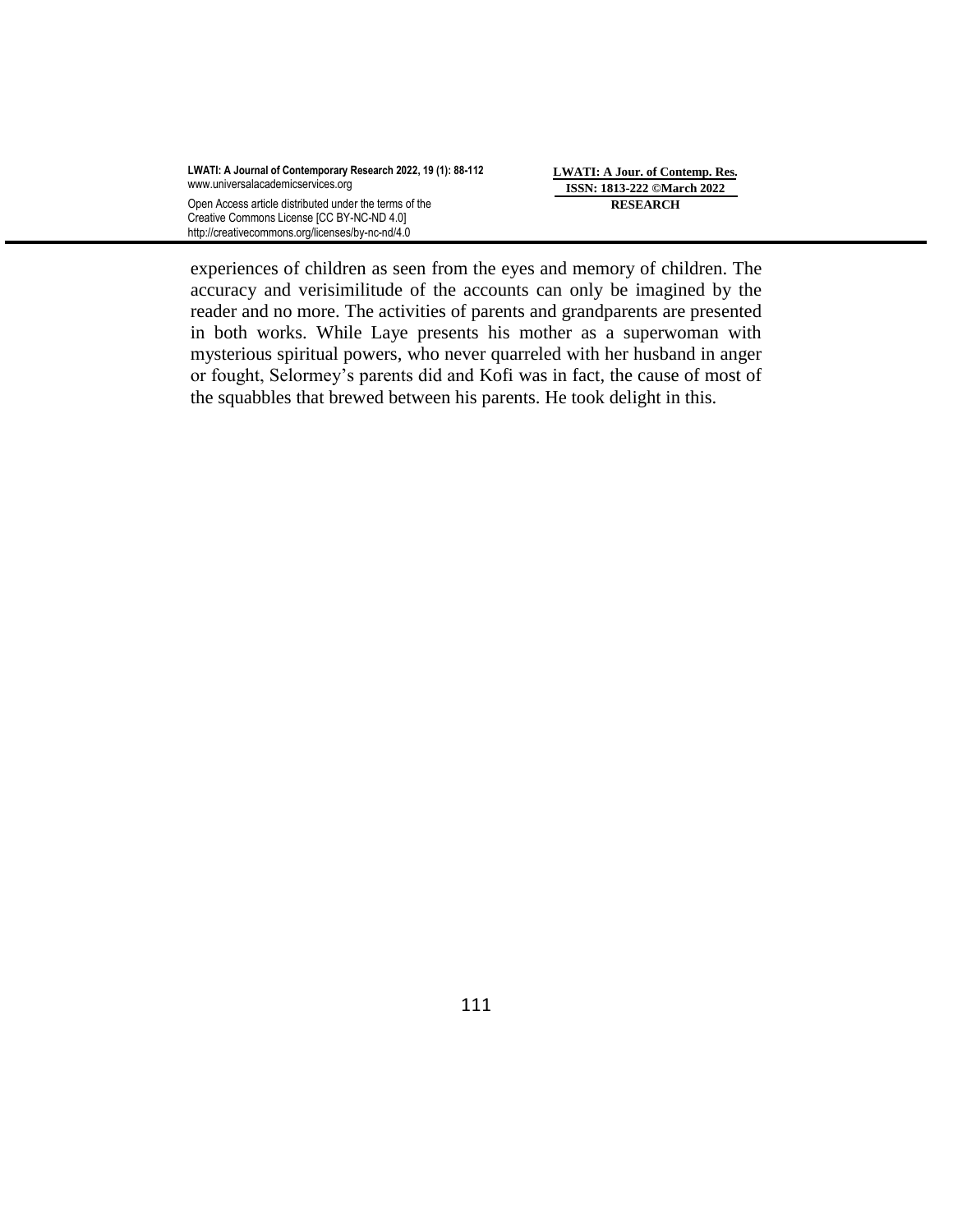experiences of children as seen from the eyes and memory of children. The accuracy and verisimilitude of the accounts can only be imagined by the reader and no more. The activities of parents and grandparents are presented in both works. While Laye presents his mother as a superwoman with mysterious spiritual powers, who never quarreled with her husband in anger or fought, Selormey's parents did and Kofi was in fact, the cause of most of the squabbles that brewed between his parents. He took delight in this.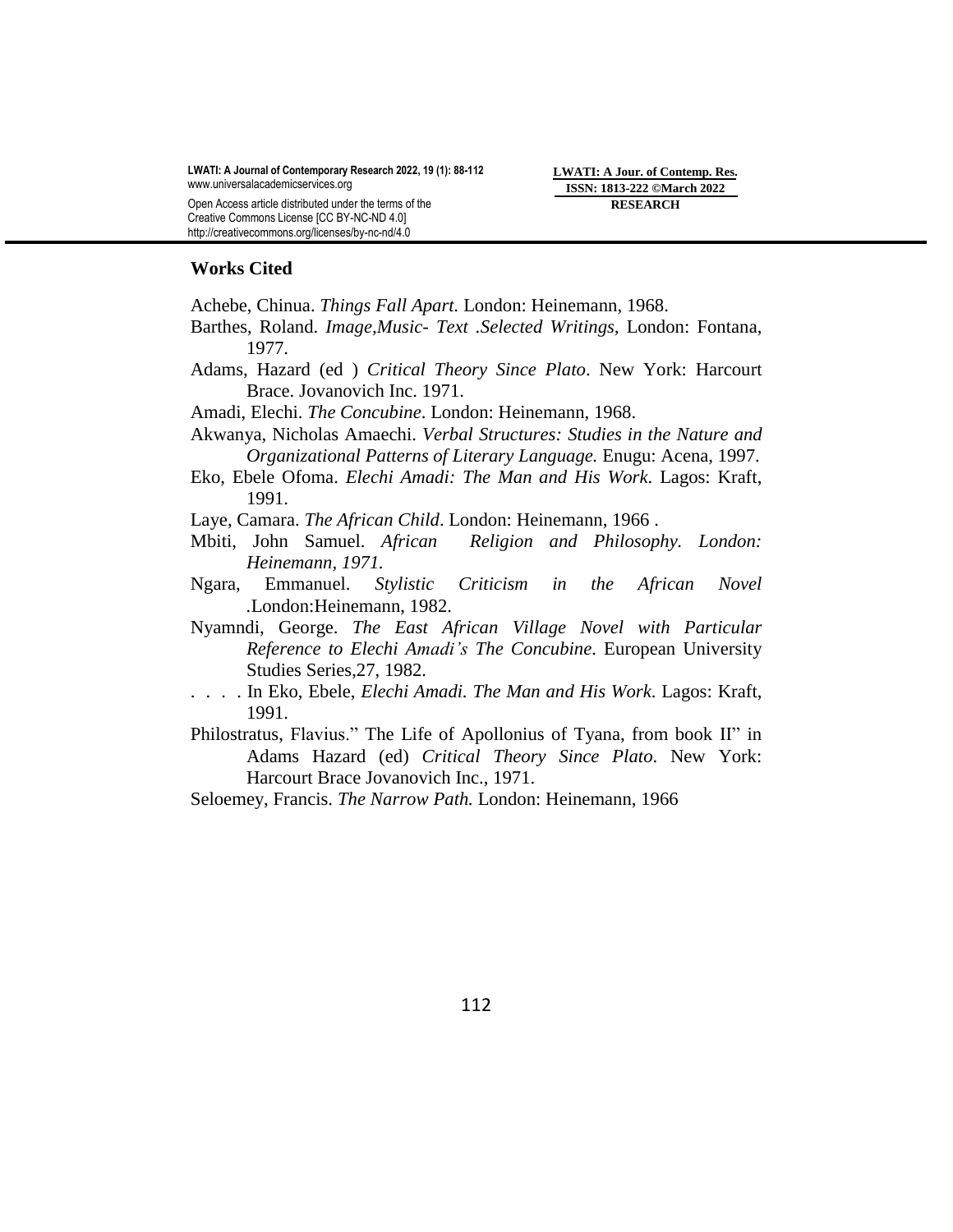## Works Cited

Achebe, Chinua. *Things Fall Apart.* London: Heinemann, 1968.

Barthes, Roland. *Image,Music- Text .Selected Writings,* London: Fontana, 1977.

Adams, Hazard (ed ) *Critical Theory Since Plato*. New York: Harcourt Brace. Jovanovich Inc. 1971.

Amadi, Elechi. *The Concubine*. London: Heinemann, 1968.

Akwanya, Nicholas Amaechi. *Verbal Structures: Studies in the Nature and Organizational Patterns of Literary Language.* Enugu: Acena, 1997.

Eko, Ebele Ofoma. *Elechi Amadi: The Man and His Work*. Lagos: Kraft, 1991.

Laye, Camara. *The African Child*. London: Heinemann, 1966 .

Mbiti, John Samuel. *African Religion and Philosophy. London: Heinemann, 1971.*

Ngara, Emmanuel. *Stylistic Criticism in the African Novel* .London:Heinemann, 1982.

Nyamndi, George. *The East African Village Novel with Particular Reference to Elechi Amadi's The Concubine*. European University Studies Series,27, 1982.

. . . . In Eko, Ebele, *Elechi Amadi. The Man and His Work*. Lagos: Kraft, 1991.

Philostratus, Flavius." The Life of Apollonius of Tyana, from book II" in Adams Hazard (ed) *Critical Theory Since Plato*. New York: Harcourt Brace Jovanovich Inc., 1971.

Seloemey, Francis. *The Narrow Path.* London: Heinemann, 1966